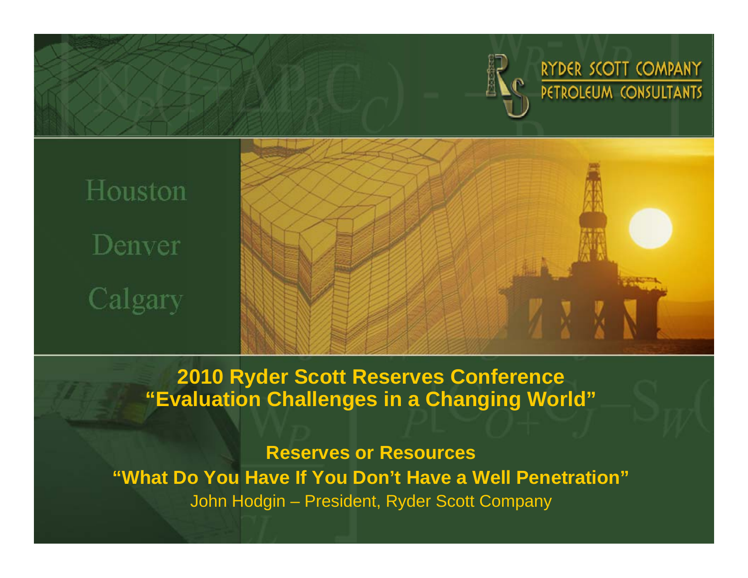RYDER SCOTT COMPANY
PETROLEUM CONSULTANTS

Houston

Denver

Calgary

# 2010 Ryder Scott Reserves Conference
# "Evaluation Challenges in a Changing World"

## Reserves or Resources
## "What Do You Have If You Don't Have a Well Penetration"

John Hodgin – President, Ryder Scott Company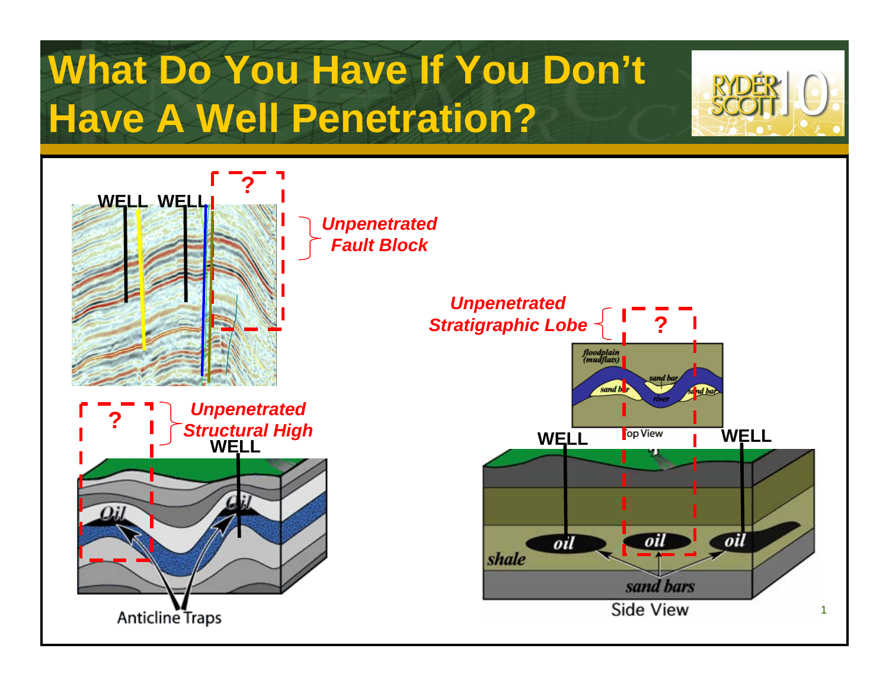# What Do You Have If You Don't Have A Well Penetration?

WELL WELL

?

*Unpenetrated Fault Block*

?

*Unpenetrated Structural High*

WELL

Oil Oil

Anticline Traps

*Unpenetrated Stratigraphic Lobe*

?

floodplain (mudflats)

sand bar

sand bar

river

sand bar

Top View

WELL

WELL

oil oil oil

shale

sand bars

Side View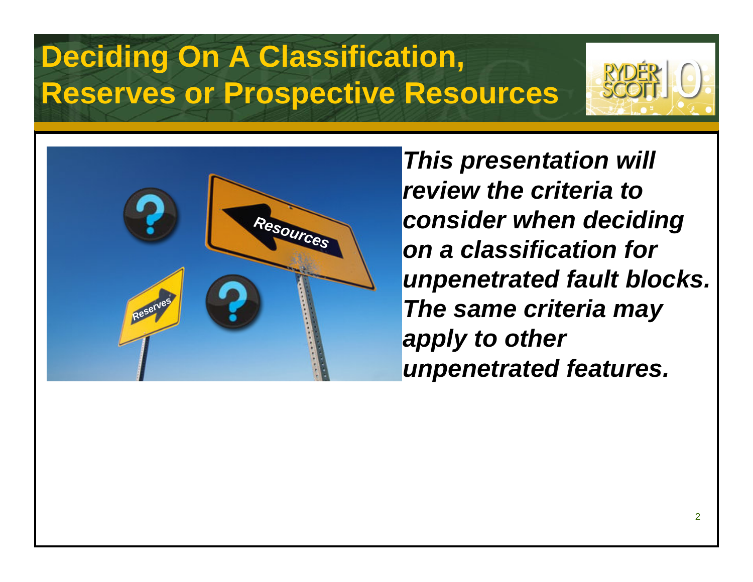# Deciding On A Classification, Reserves or Prospective Resources

***This presentation will review the criteria to consider when deciding on a classification for unpenetrated fault blocks. The same criteria may apply to other unpenetrated features.***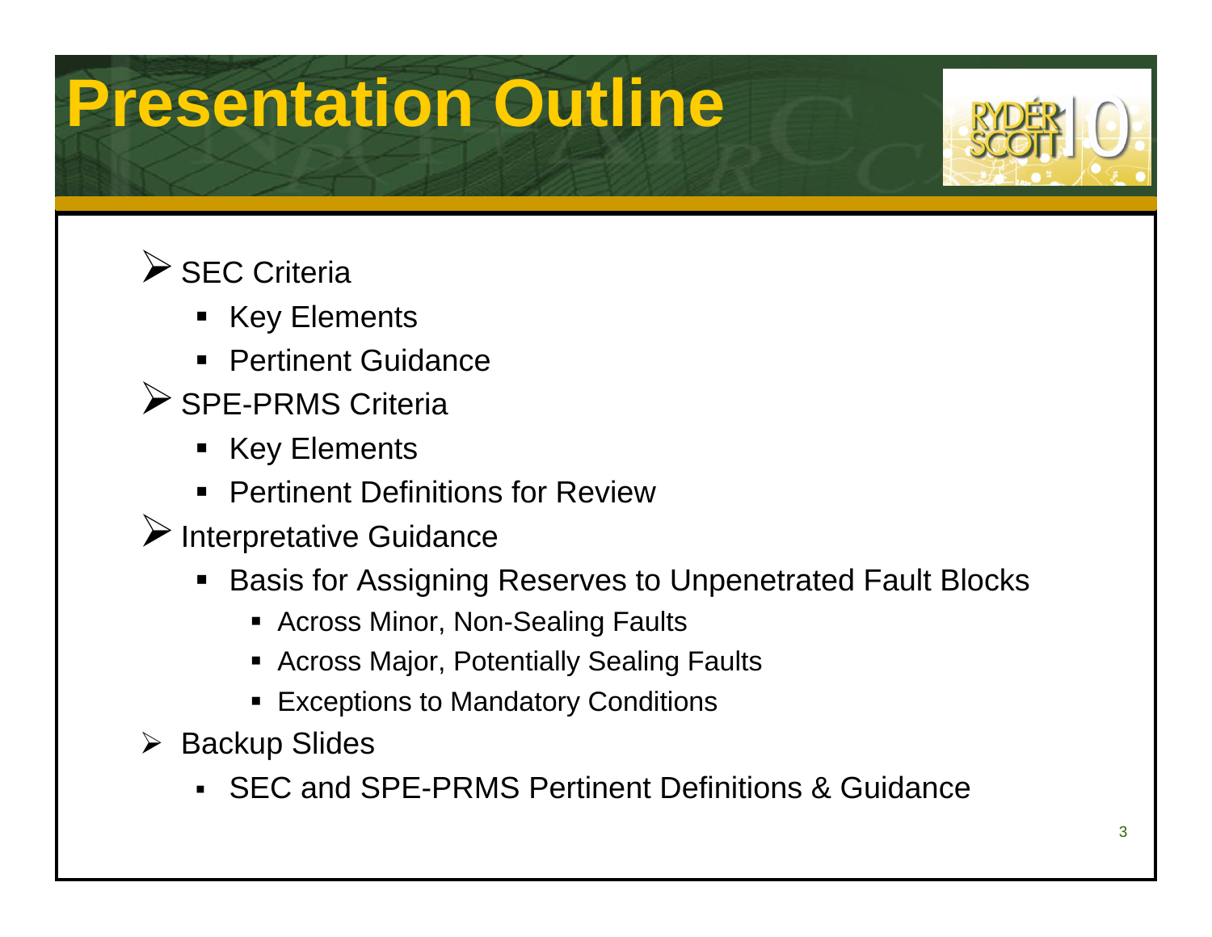# Presentation Outline

- SEC Criteria
  - Key Elements
  - Pertinent Guidance
- SPE-PRMS Criteria
  - Key Elements
  - Pertinent Definitions for Review
- Interpretative Guidance
  - Basis for Assigning Reserves to Unpenetrated Fault Blocks
    - Across Minor, Non-Sealing Faults
    - Across Major, Potentially Sealing Faults
    - Exceptions to Mandatory Conditions
- Backup Slides
  - SEC and SPE-PRMS Pertinent Definitions & Guidance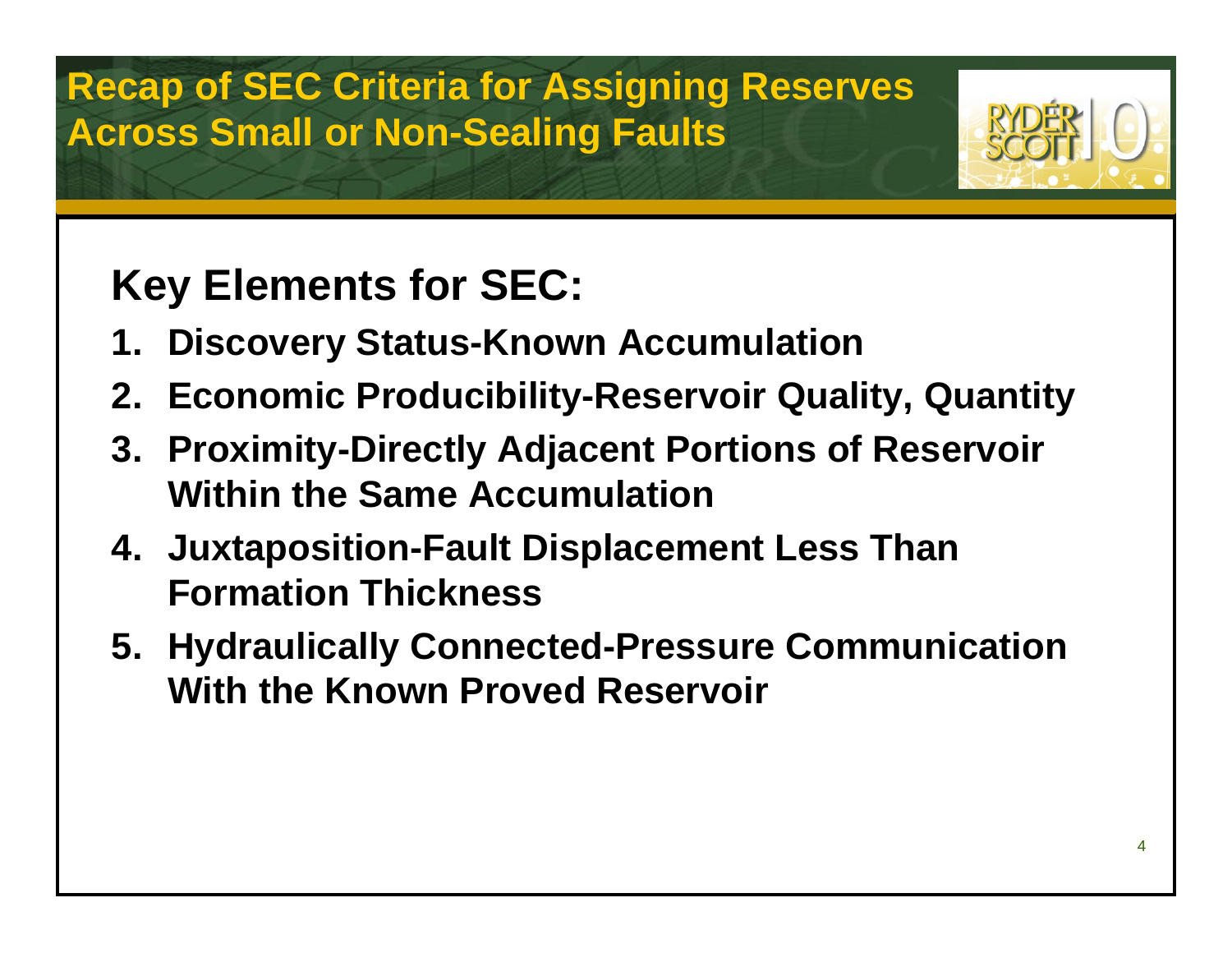# Recap of SEC Criteria for Assigning Reserves Across Small or Non-Sealing Faults

## Key Elements for SEC:

1. **Discovery Status-Known Accumulation**
2. **Economic Producibility-Reservoir Quality, Quantity**
3. **Proximity-Directly Adjacent Portions of Reservoir Within the Same Accumulation**
4. **Juxtaposition-Fault Displacement Less Than Formation Thickness**
5. **Hydraulically Connected-Pressure Communication With the Known Proved Reservoir**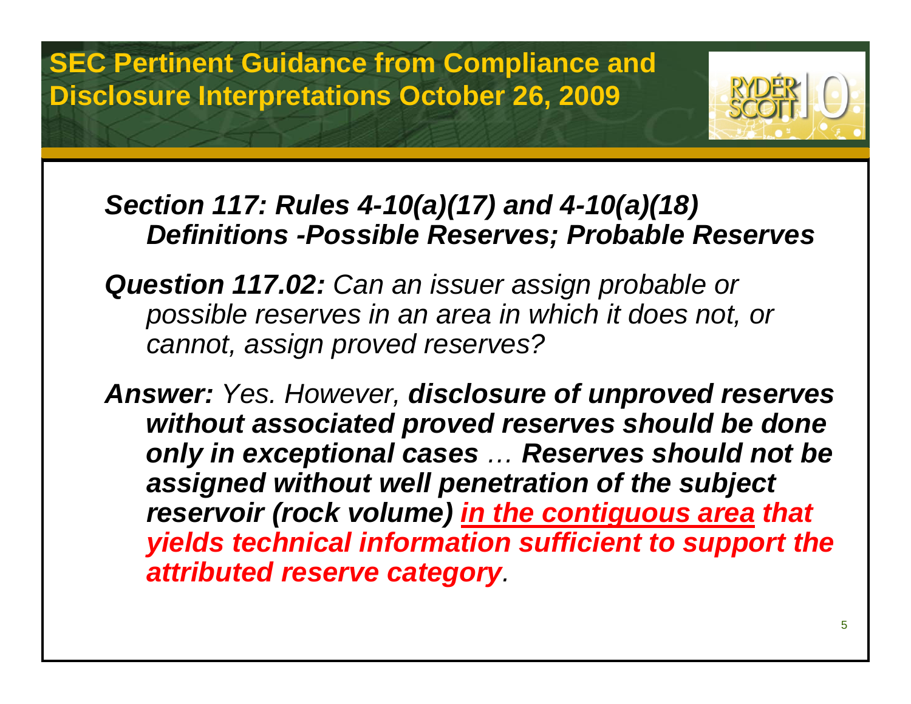# SEC Pertinent Guidance from Compliance and Disclosure Interpretations October 26, 2009

***Section 117: Rules 4-10(a)(17) and 4-10(a)(18) Definitions -Possible Reserves; Probable Reserves***

***Question 117.02:*** *Can an issuer assign probable or possible reserves in an area in which it does not, or cannot, assign proved reserves?*

***Answer:*** *Yes. However,* ***disclosure of unproved reserves without associated proved reserves should be done only in exceptional cases*** *…* ***Reserves should not be assigned without well penetration of the subject reservoir (rock volume) <u>in the contiguous area</u> that yields technical information sufficient to support the attributed reserve category****.*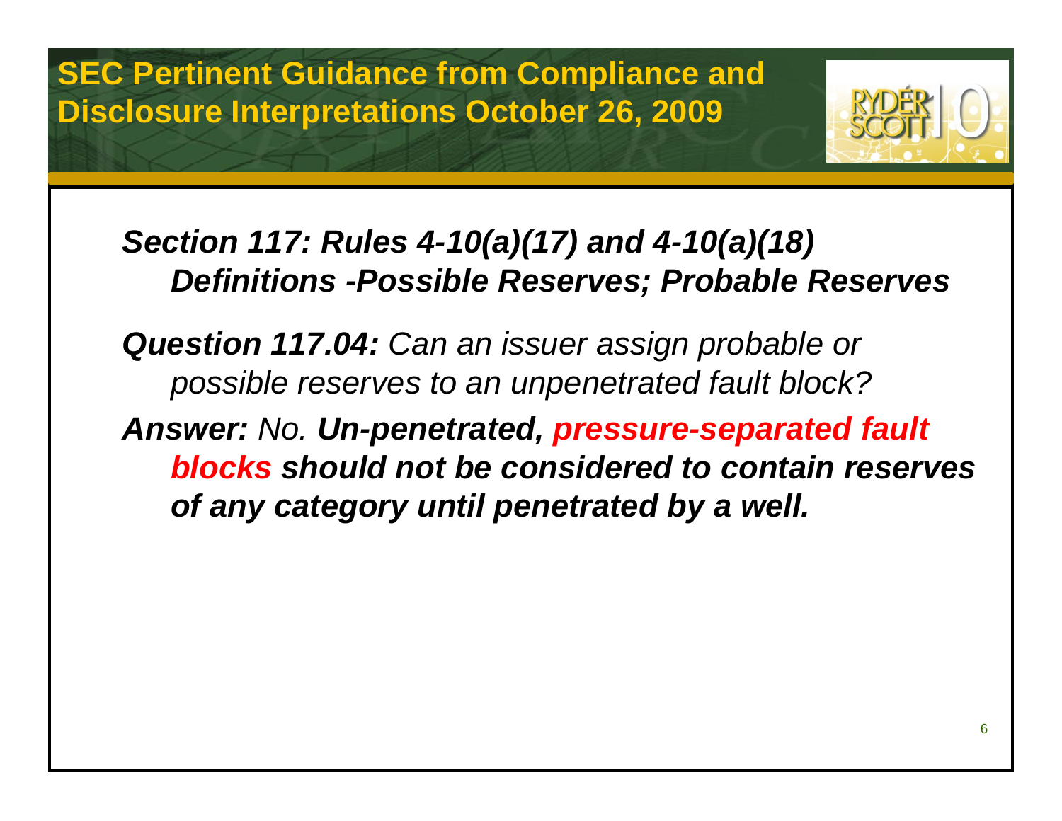# SEC Pertinent Guidance from Compliance and Disclosure Interpretations October 26, 2009

***Section 117: Rules 4-10(a)(17) and 4-10(a)(18) Definitions -Possible Reserves; Probable Reserves***

***Question 117.04:*** *Can an issuer assign probable or possible reserves to an unpenetrated fault block?*

***Answer:*** *No.* ***Un-penetrated, pressure-separated fault blocks should not be considered to contain reserves of any category until penetrated by a well.***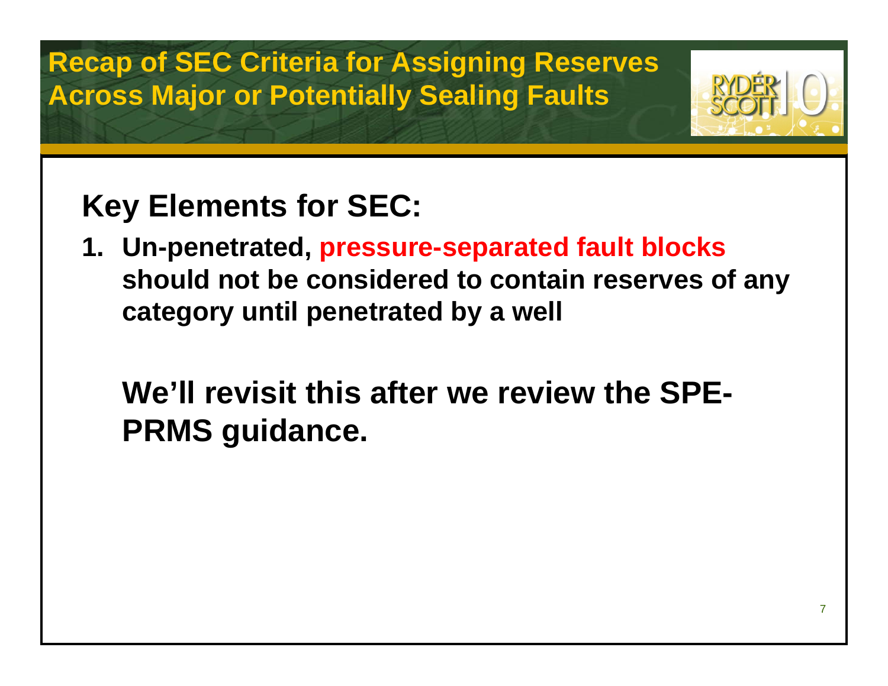# Recap of SEC Criteria for Assigning Reserves Across Major or Potentially Sealing Faults

## Key Elements for SEC:

1. **Un-penetrated, pressure-separated fault blocks should not be considered to contain reserves of any category until penetrated by a well**

**We'll revisit this after we review the SPE-PRMS guidance.**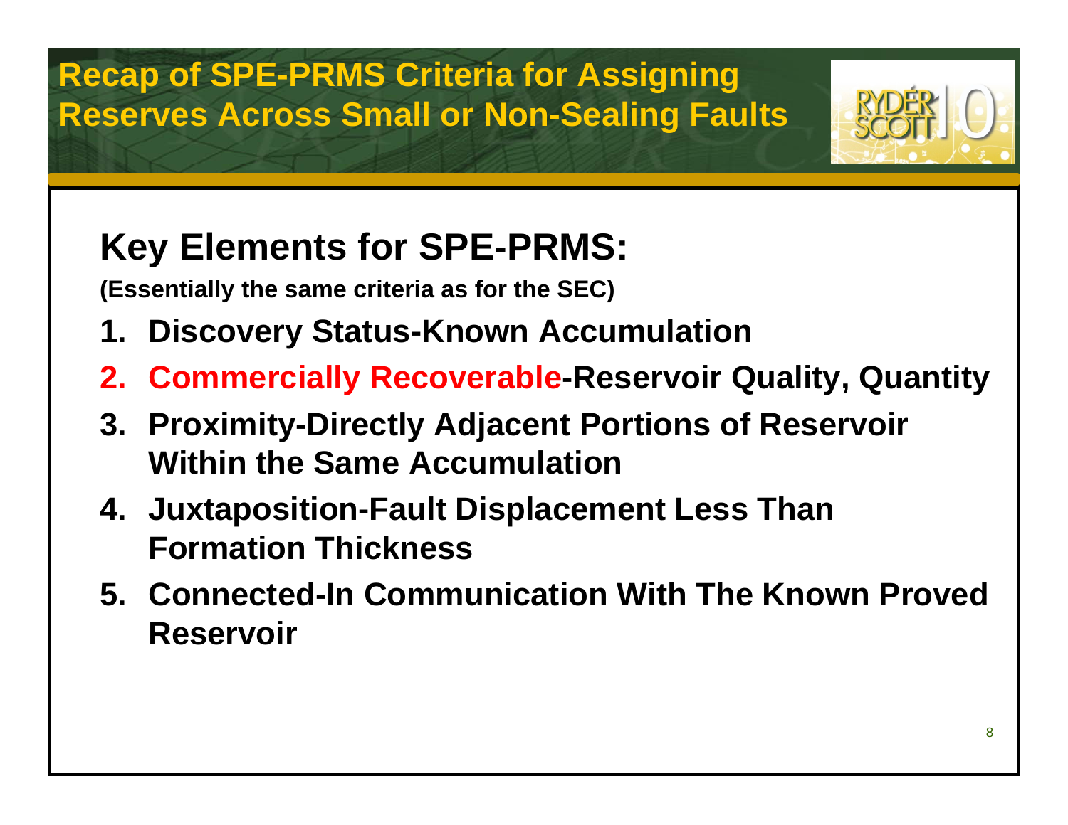# Recap of SPE-PRMS Criteria for Assigning Reserves Across Small or Non-Sealing Faults

## Key Elements for SPE-PRMS:

**(Essentially the same criteria as for the SEC)**

1. **Discovery Status-Known Accumulation**
2. **Commercially Recoverable-Reservoir Quality, Quantity**
3. **Proximity-Directly Adjacent Portions of Reservoir Within the Same Accumulation**
4. **Juxtaposition-Fault Displacement Less Than Formation Thickness**
5. **Connected-In Communication With The Known Proved Reservoir**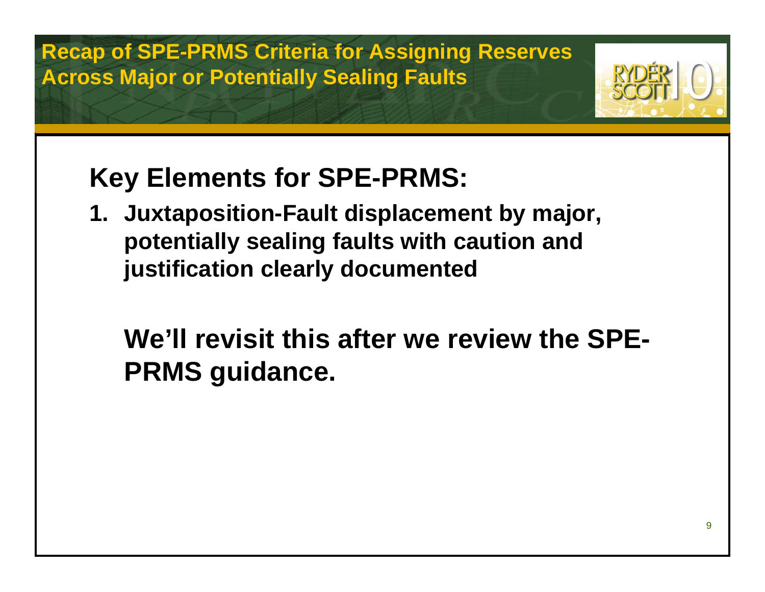# Recap of SPE-PRMS Criteria for Assigning Reserves Across Major or Potentially Sealing Faults

## Key Elements for SPE-PRMS:

1. **Juxtaposition-Fault displacement by major, potentially sealing faults with caution and justification clearly documented**

**We'll revisit this after we review the SPE-PRMS guidance.**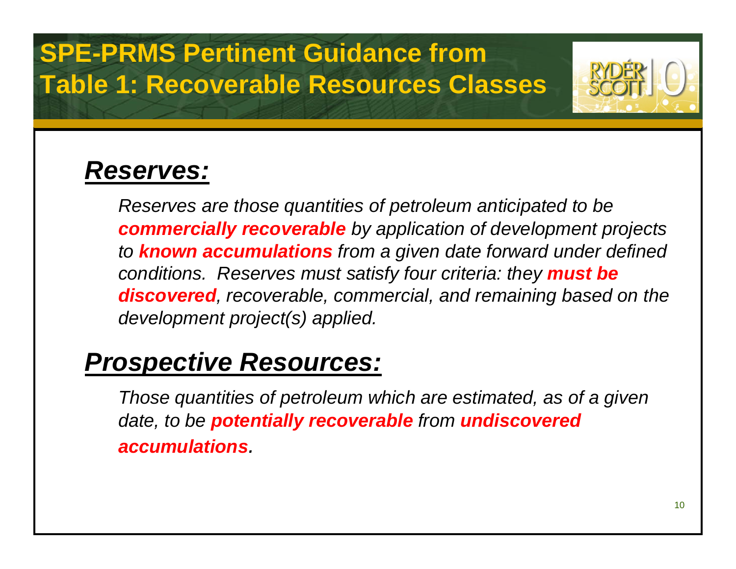# SPE-PRMS Pertinent Guidance from Table 1: Recoverable Resources Classes

## ***Reserves:***

*Reserves are those quantities of petroleum anticipated to be* ***commercially recoverable*** *by application of development projects to* ***known accumulations*** *from a given date forward under defined conditions. Reserves must satisfy four criteria: they* ***must be discovered****, recoverable, commercial, and remaining based on the development project(s) applied.*

## ***Prospective Resources:***

*Those quantities of petroleum which are estimated, as of a given date, to be* ***potentially recoverable*** *from* ***undiscovered accumulations****.*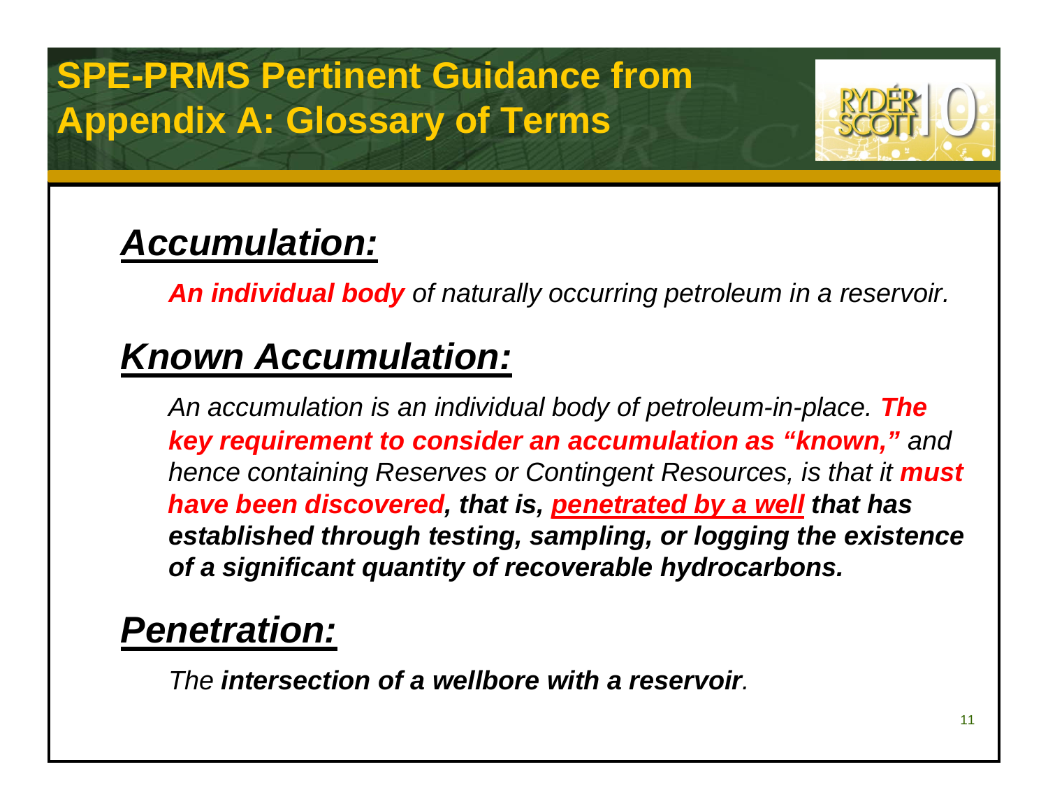# SPE-PRMS Pertinent Guidance from Appendix A: Glossary of Terms

## ***Accumulation:***

***An individual body*** *of naturally occurring petroleum in a reservoir.*

## ***Known Accumulation:***

*An accumulation is an individual body of petroleum-in-place.* ***The key requirement to consider an accumulation as "known,"*** *and hence containing Reserves or Contingent Resources, is that it* ***must have been discovered, that is, penetrated by a well that has established through testing, sampling, or logging the existence of a significant quantity of recoverable hydrocarbons.***

## ***Penetration:***

*The* ***intersection of a wellbore with a reservoir****.*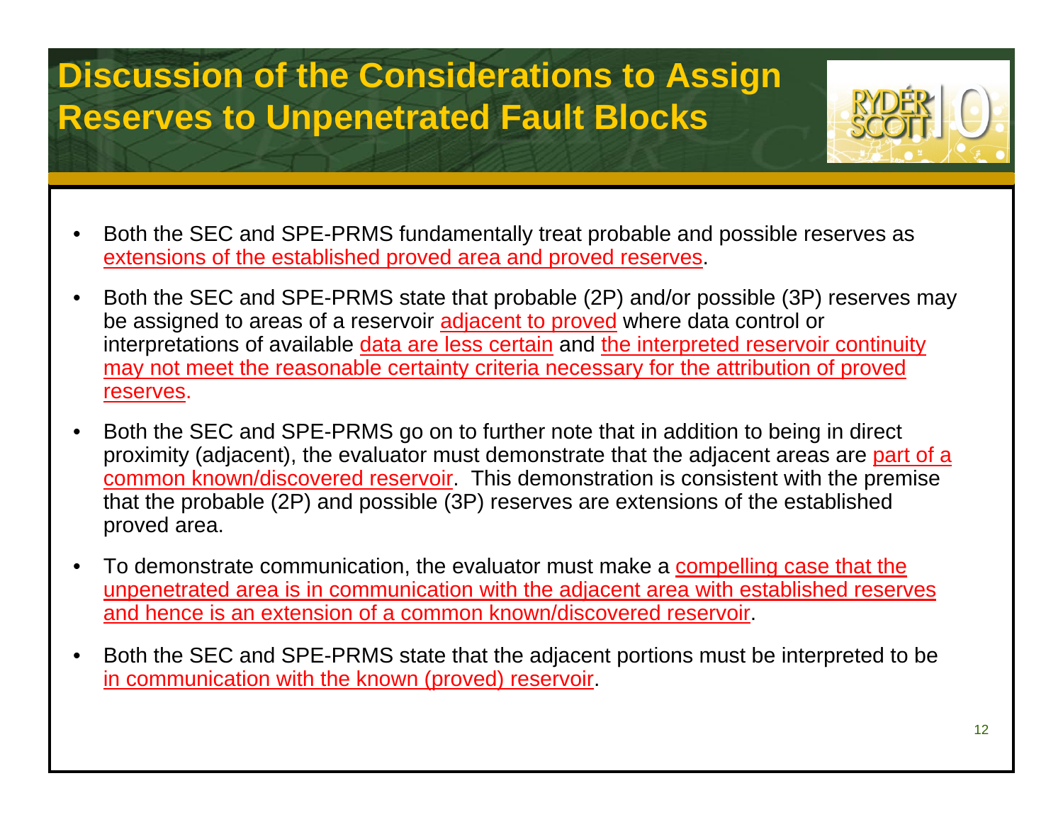# Discussion of the Considerations to Assign Reserves to Unpenetrated Fault Blocks

- Both the SEC and SPE-PRMS fundamentally treat probable and possible reserves as extensions of the established proved area and proved reserves.
- Both the SEC and SPE-PRMS state that probable (2P) and/or possible (3P) reserves may be assigned to areas of a reservoir adjacent to proved where data control or interpretations of available data are less certain and the interpreted reservoir continuity may not meet the reasonable certainty criteria necessary for the attribution of proved reserves.
- Both the SEC and SPE-PRMS go on to further note that in addition to being in direct proximity (adjacent), the evaluator must demonstrate that the adjacent areas are part of a common known/discovered reservoir. This demonstration is consistent with the premise that the probable (2P) and possible (3P) reserves are extensions of the established proved area.
- To demonstrate communication, the evaluator must make a compelling case that the unpenetrated area is in communication with the adjacent area with established reserves and hence is an extension of a common known/discovered reservoir.
- Both the SEC and SPE-PRMS state that the adjacent portions must be interpreted to be in communication with the known (proved) reservoir.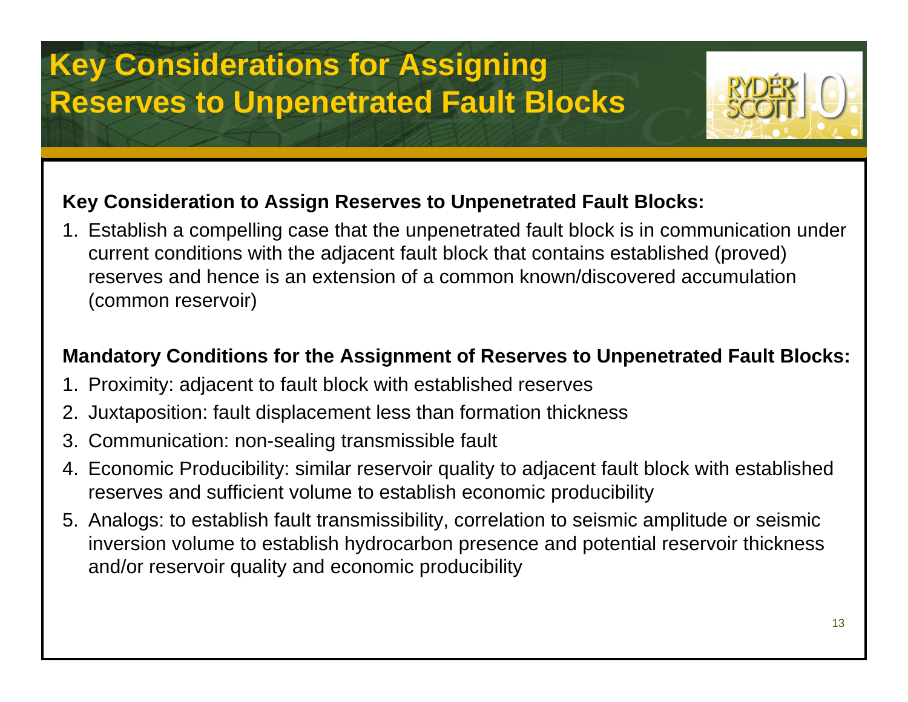# Key Considerations for Assigning Reserves to Unpenetrated Fault Blocks

**Key Consideration to Assign Reserves to Unpenetrated Fault Blocks:**

1. Establish a compelling case that the unpenetrated fault block is in communication under current conditions with the adjacent fault block that contains established (proved) reserves and hence is an extension of a common known/discovered accumulation (common reservoir)

**Mandatory Conditions for the Assignment of Reserves to Unpenetrated Fault Blocks:**

1. Proximity: adjacent to fault block with established reserves
2. Juxtaposition: fault displacement less than formation thickness
3. Communication: non-sealing transmissible fault
4. Economic Producibility: similar reservoir quality to adjacent fault block with established reserves and sufficient volume to establish economic producibility
5. Analogs: to establish fault transmissibility, correlation to seismic amplitude or seismic inversion volume to establish hydrocarbon presence and potential reservoir thickness and/or reservoir quality and economic producibility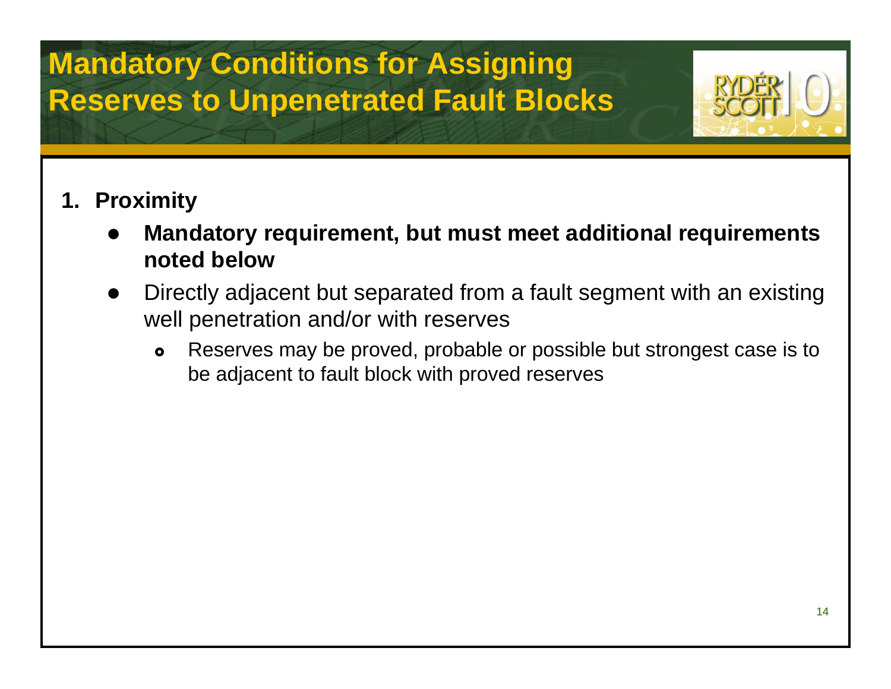# Mandatory Conditions for Assigning Reserves to Unpenetrated Fault Blocks

1. **Proximity**
   - **Mandatory requirement, but must meet additional requirements noted below**
   - Directly adjacent but separated from a fault segment with an existing well penetration and/or with reserves
     - Reserves may be proved, probable or possible but strongest case is to be adjacent to fault block with proved reserves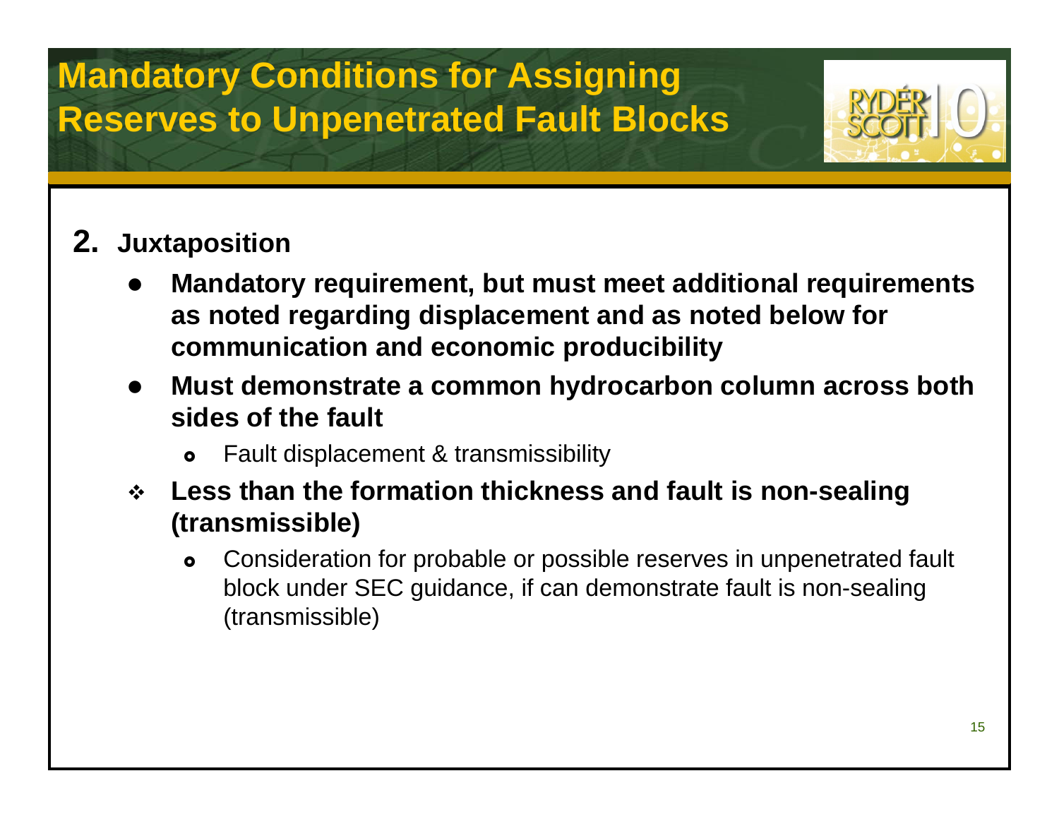# Mandatory Conditions for Assigning Reserves to Unpenetrated Fault Blocks

**2. Juxtaposition**

- **Mandatory requirement, but must meet additional requirements as noted regarding displacement and as noted below for communication and economic producibility**
- **Must demonstrate a common hydrocarbon column across both sides of the fault**
  - Fault displacement & transmissibility
- **Less than the formation thickness and fault is non-sealing (transmissible)**
  - Consideration for probable or possible reserves in unpenetrated fault block under SEC guidance, if can demonstrate fault is non-sealing (transmissible)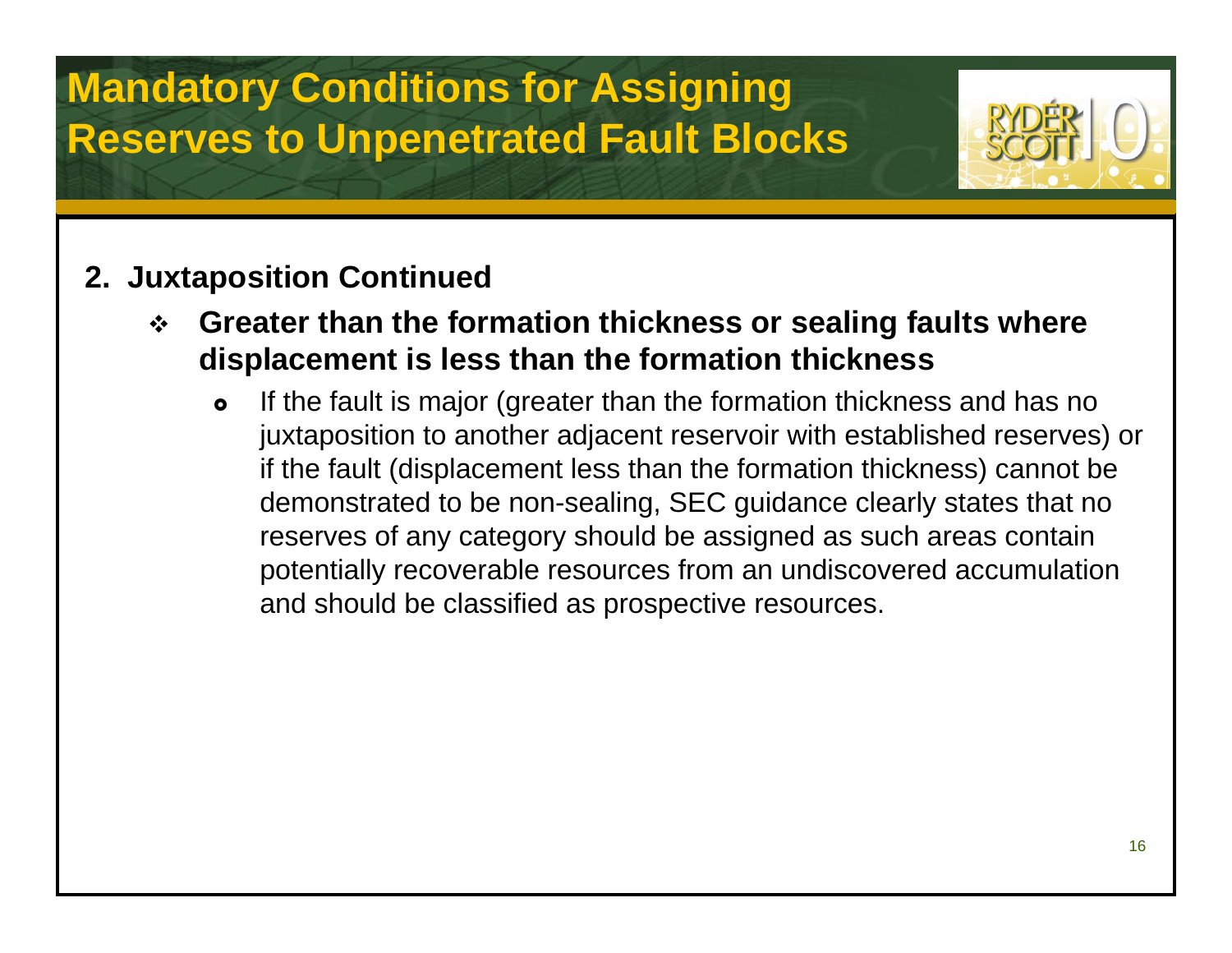# Mandatory Conditions for Assigning Reserves to Unpenetrated Fault Blocks

**2. Juxtaposition Continued**

- **Greater than the formation thickness or sealing faults where displacement is less than the formation thickness**
  - If the fault is major (greater than the formation thickness and has no juxtaposition to another adjacent reservoir with established reserves) or if the fault (displacement less than the formation thickness) cannot be demonstrated to be non-sealing, SEC guidance clearly states that no reserves of any category should be assigned as such areas contain potentially recoverable resources from an undiscovered accumulation and should be classified as prospective resources.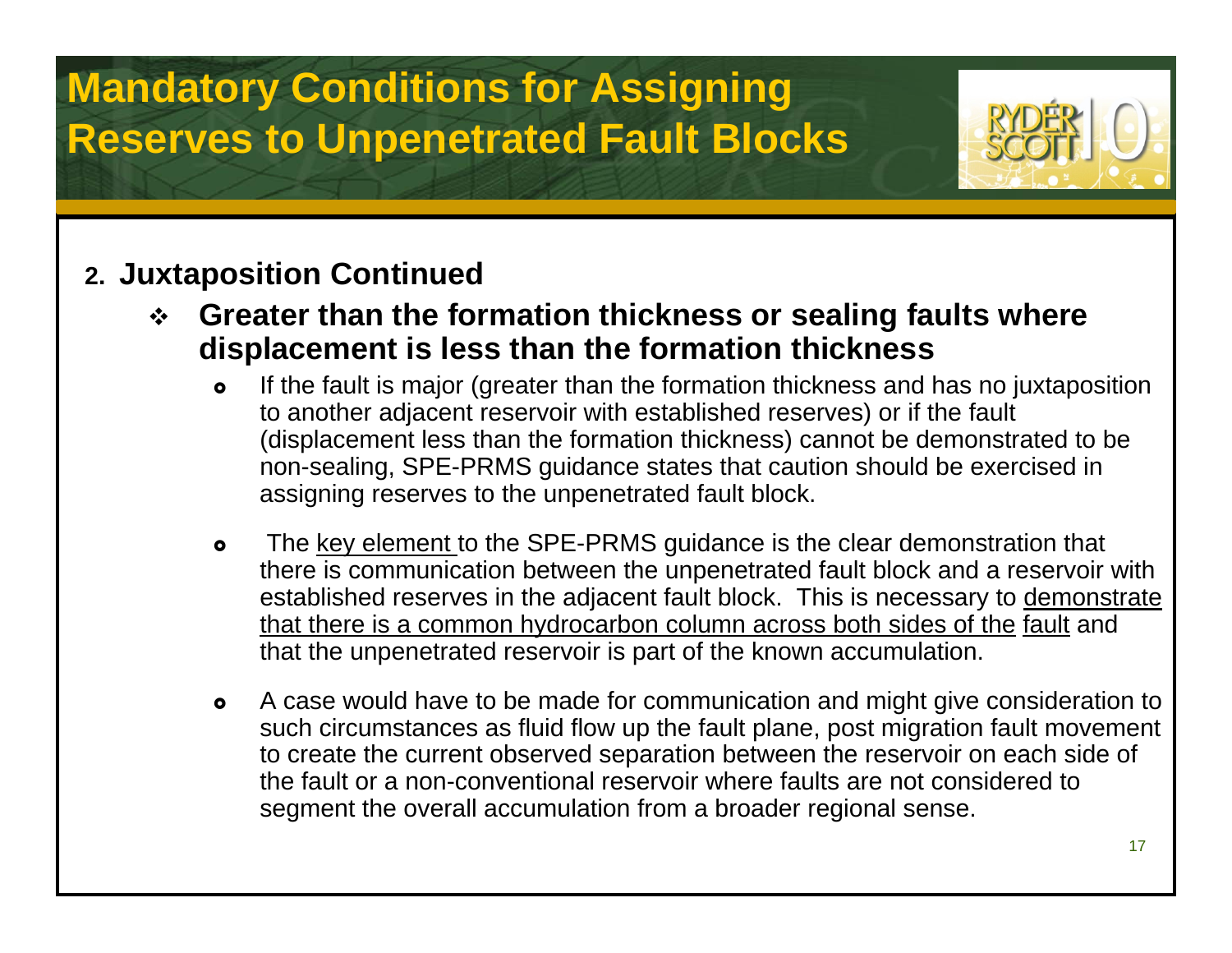# Mandatory Conditions for Assigning Reserves to Unpenetrated Fault Blocks

## 2. Juxtaposition Continued

- **Greater than the formation thickness or sealing faults where displacement is less than the formation thickness**
  - If the fault is major (greater than the formation thickness and has no juxtaposition to another adjacent reservoir with established reserves) or if the fault (displacement less than the formation thickness) cannot be demonstrated to be non-sealing, SPE-PRMS guidance states that caution should be exercised in assigning reserves to the unpenetrated fault block.
  - The <u>key element</u> to the SPE-PRMS guidance is the clear demonstration that there is communication between the unpenetrated fault block and a reservoir with established reserves in the adjacent fault block. This is necessary to <u>demonstrate that there is a common hydrocarbon column across both sides of the fault</u> and that the unpenetrated reservoir is part of the known accumulation.
  - A case would have to be made for communication and might give consideration to such circumstances as fluid flow up the fault plane, post migration fault movement to create the current observed separation between the reservoir on each side of the fault or a non-conventional reservoir where faults are not considered to segment the overall accumulation from a broader regional sense.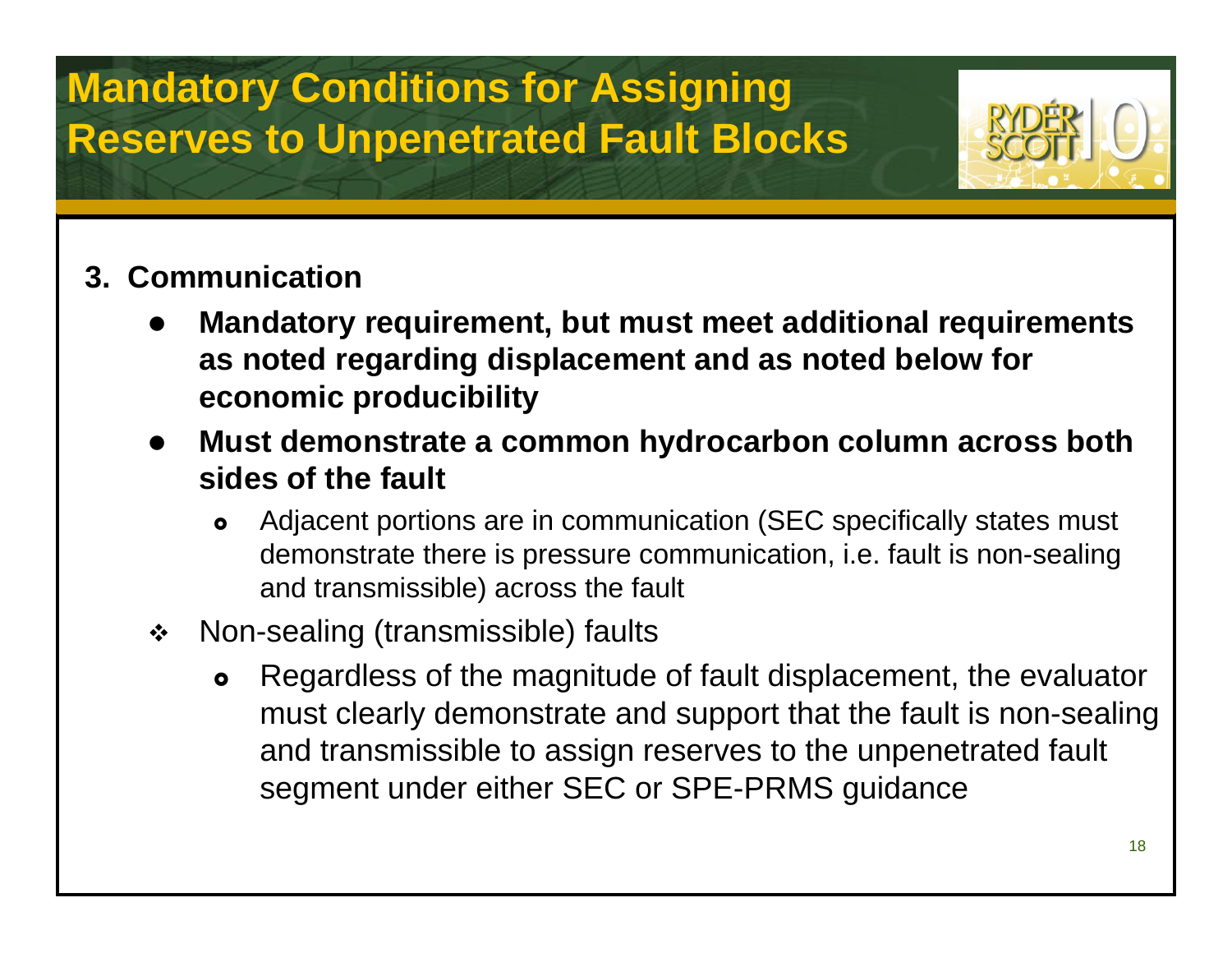# Mandatory Conditions for Assigning Reserves to Unpenetrated Fault Blocks

**3. Communication**

- **Mandatory requirement, but must meet additional requirements as noted regarding displacement and as noted below for economic producibility**
- **Must demonstrate a common hydrocarbon column across both sides of the fault**
  - Adjacent portions are in communication (SEC specifically states must demonstrate there is pressure communication, i.e. fault is non-sealing and transmissible) across the fault
- Non-sealing (transmissible) faults
  - Regardless of the magnitude of fault displacement, the evaluator must clearly demonstrate and support that the fault is non-sealing and transmissible to assign reserves to the unpenetrated fault segment under either SEC or SPE-PRMS guidance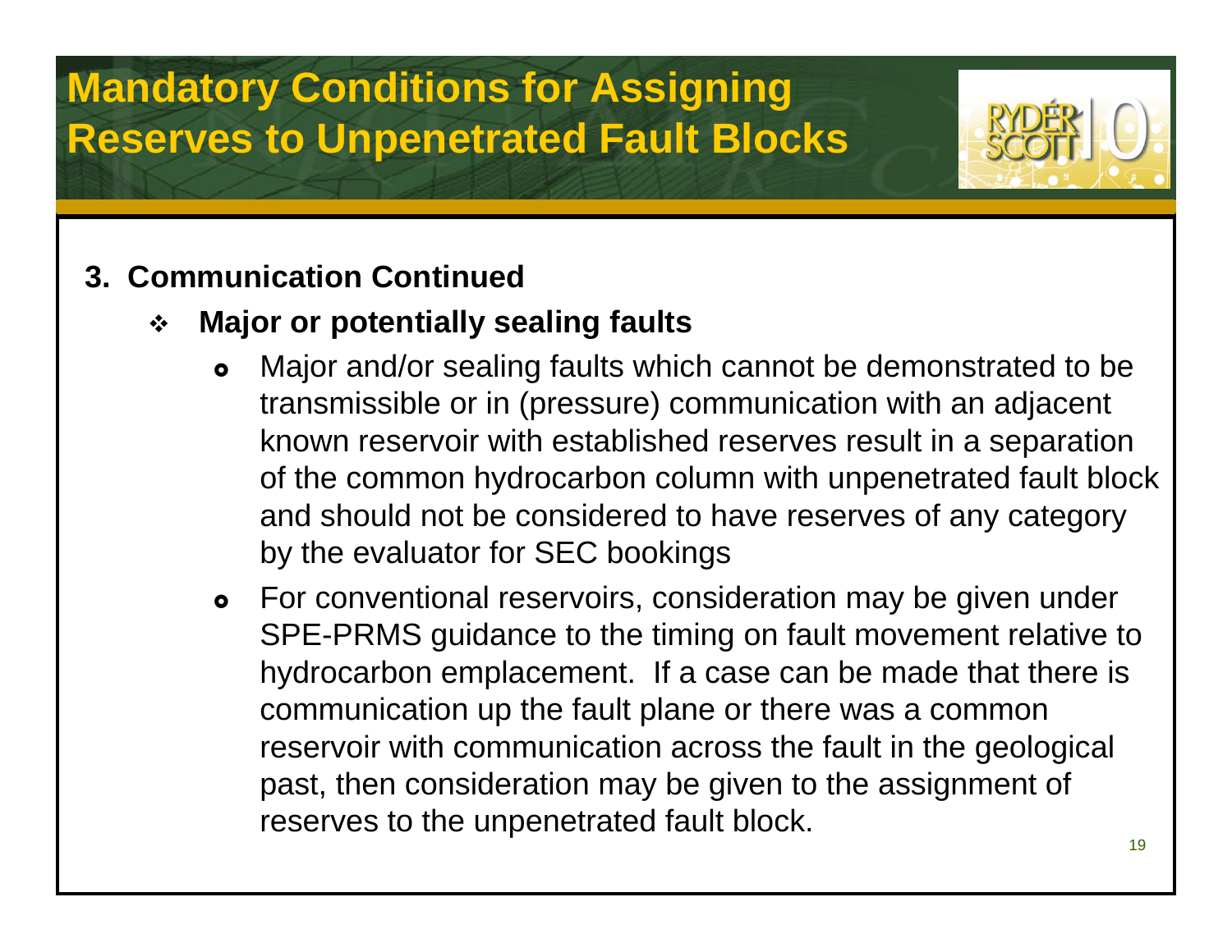# Mandatory Conditions for Assigning Reserves to Unpenetrated Fault Blocks

## 3. Communication Continued

- **Major or potentially sealing faults**
  - Major and/or sealing faults which cannot be demonstrated to be transmissible or in (pressure) communication with an adjacent known reservoir with established reserves result in a separation of the common hydrocarbon column with unpenetrated fault block and should not be considered to have reserves of any category by the evaluator for SEC bookings
  - For conventional reservoirs, consideration may be given under SPE-PRMS guidance to the timing on fault movement relative to hydrocarbon emplacement. If a case can be made that there is communication up the fault plane or there was a common reservoir with communication across the fault in the geological past, then consideration may be given to the assignment of reserves to the unpenetrated fault block.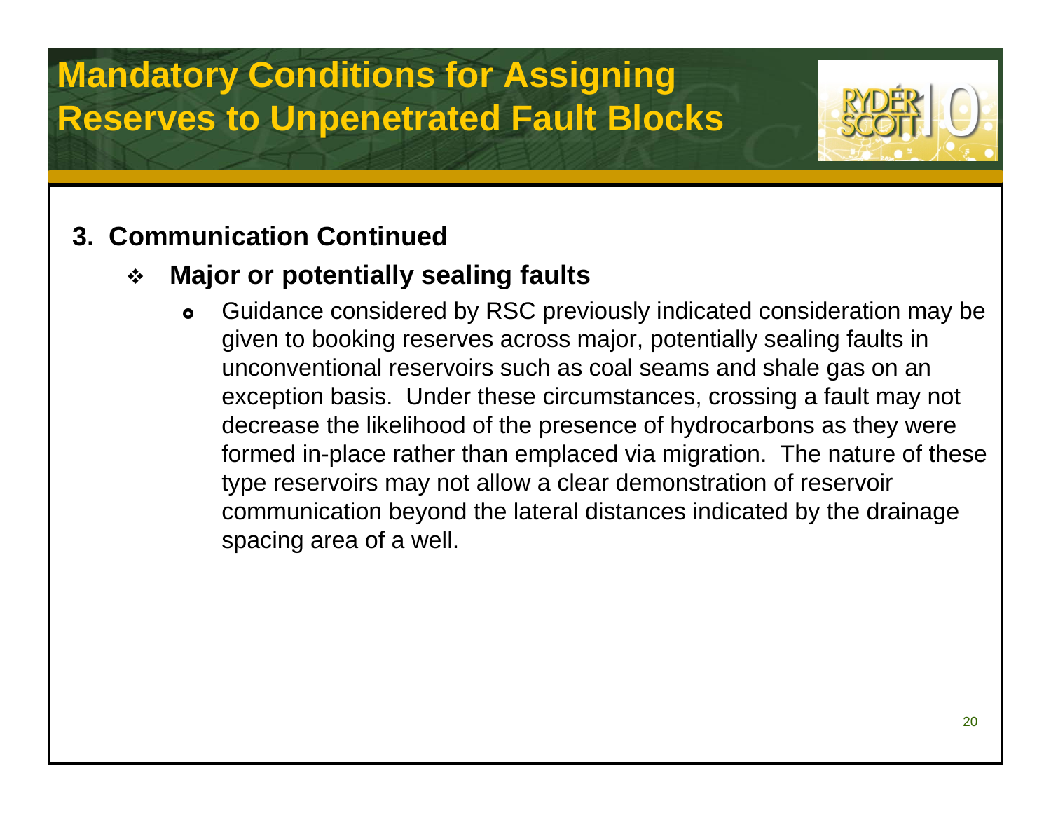# Mandatory Conditions for Assigning Reserves to Unpenetrated Fault Blocks

## 3. Communication Continued

- **Major or potentially sealing faults**
  - Guidance considered by RSC previously indicated consideration may be given to booking reserves across major, potentially sealing faults in unconventional reservoirs such as coal seams and shale gas on an exception basis. Under these circumstances, crossing a fault may not decrease the likelihood of the presence of hydrocarbons as they were formed in-place rather than emplaced via migration. The nature of these type reservoirs may not allow a clear demonstration of reservoir communication beyond the lateral distances indicated by the drainage spacing area of a well.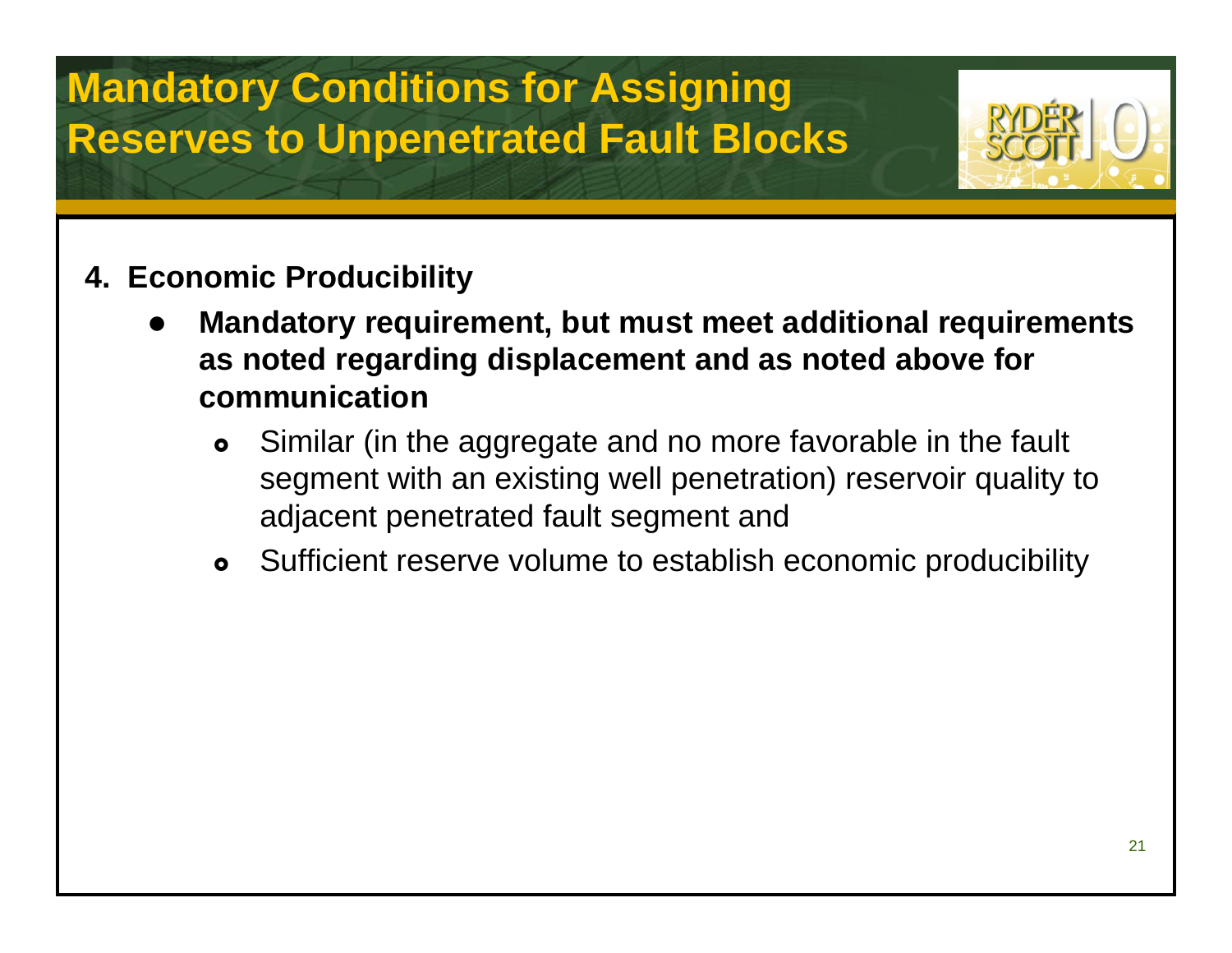# Mandatory Conditions for Assigning Reserves to Unpenetrated Fault Blocks

**4. Economic Producibility**

- **Mandatory requirement, but must meet additional requirements as noted regarding displacement and as noted above for communication**
  - Similar (in the aggregate and no more favorable in the fault segment with an existing well penetration) reservoir quality to adjacent penetrated fault segment and
  - Sufficient reserve volume to establish economic producibility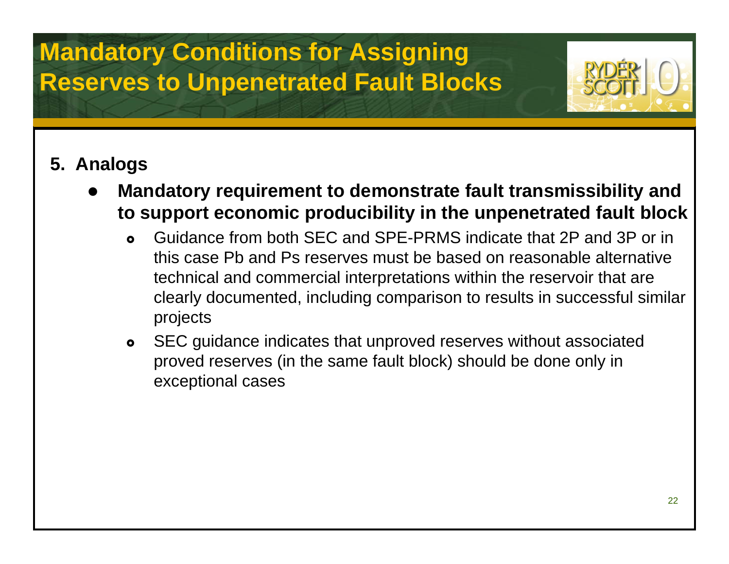# Mandatory Conditions for Assigning Reserves to Unpenetrated Fault Blocks

5. **Analogs**

- **Mandatory requirement to demonstrate fault transmissibility and to support economic producibility in the unpenetrated fault block**
  - Guidance from both SEC and SPE-PRMS indicate that 2P and 3P or in this case Pb and Ps reserves must be based on reasonable alternative technical and commercial interpretations within the reservoir that are clearly documented, including comparison to results in successful similar projects
  - SEC guidance indicates that unproved reserves without associated proved reserves (in the same fault block) should be done only in exceptional cases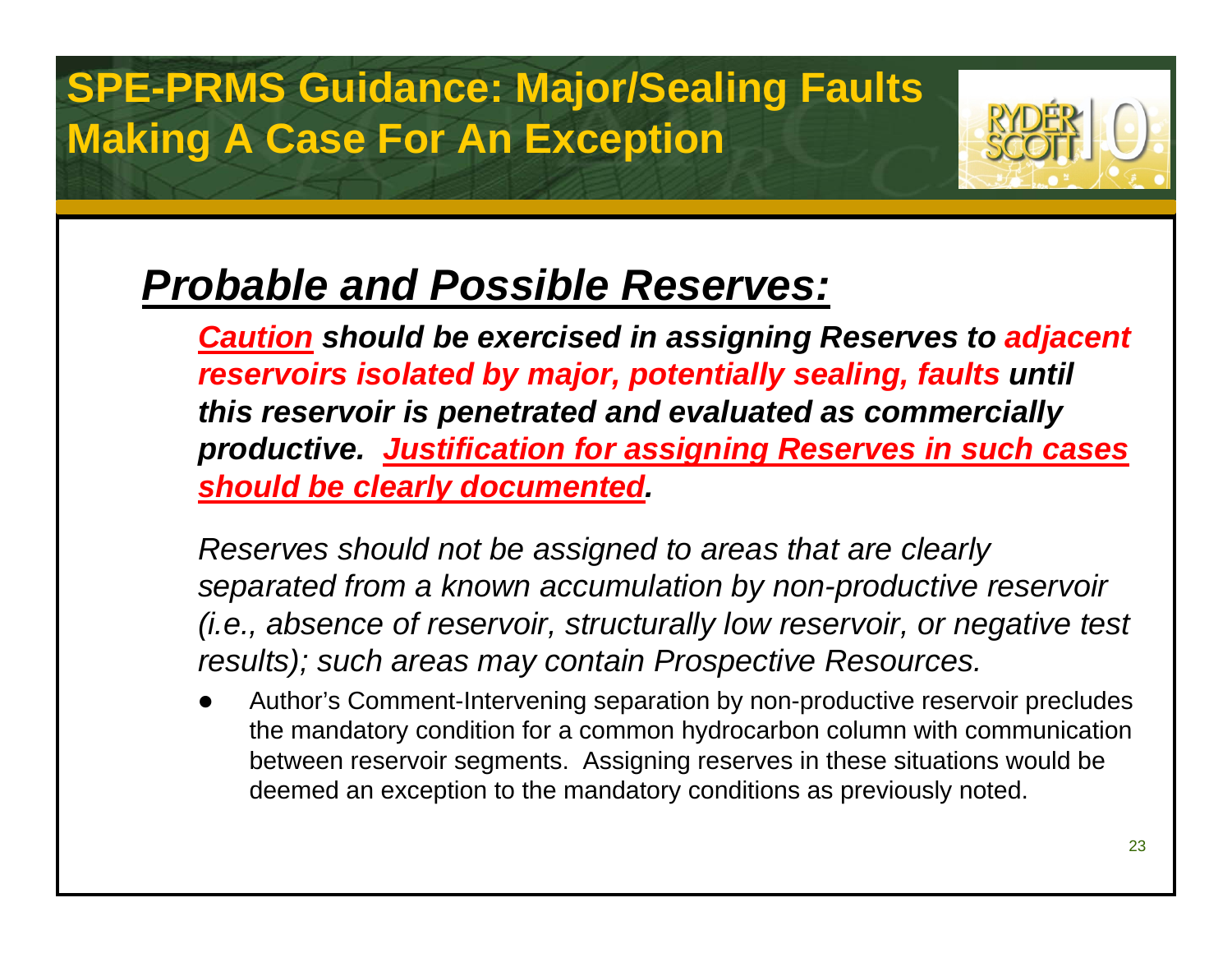# SPE-PRMS Guidance: Major/Sealing Faults Making A Case For An Exception

## ***Probable and Possible Reserves:***

***Caution* should be exercised in assigning Reserves to adjacent reservoirs isolated by major, potentially sealing, faults until this reservoir is penetrated and evaluated as commercially productive. *Justification for assigning Reserves in such cases should be clearly documented*.**

*Reserves should not be assigned to areas that are clearly separated from a known accumulation by non-productive reservoir (i.e., absence of reservoir, structurally low reservoir, or negative test results); such areas may contain Prospective Resources.*

- Author's Comment-Intervening separation by non-productive reservoir precludes the mandatory condition for a common hydrocarbon column with communication between reservoir segments. Assigning reserves in these situations would be deemed an exception to the mandatory conditions as previously noted.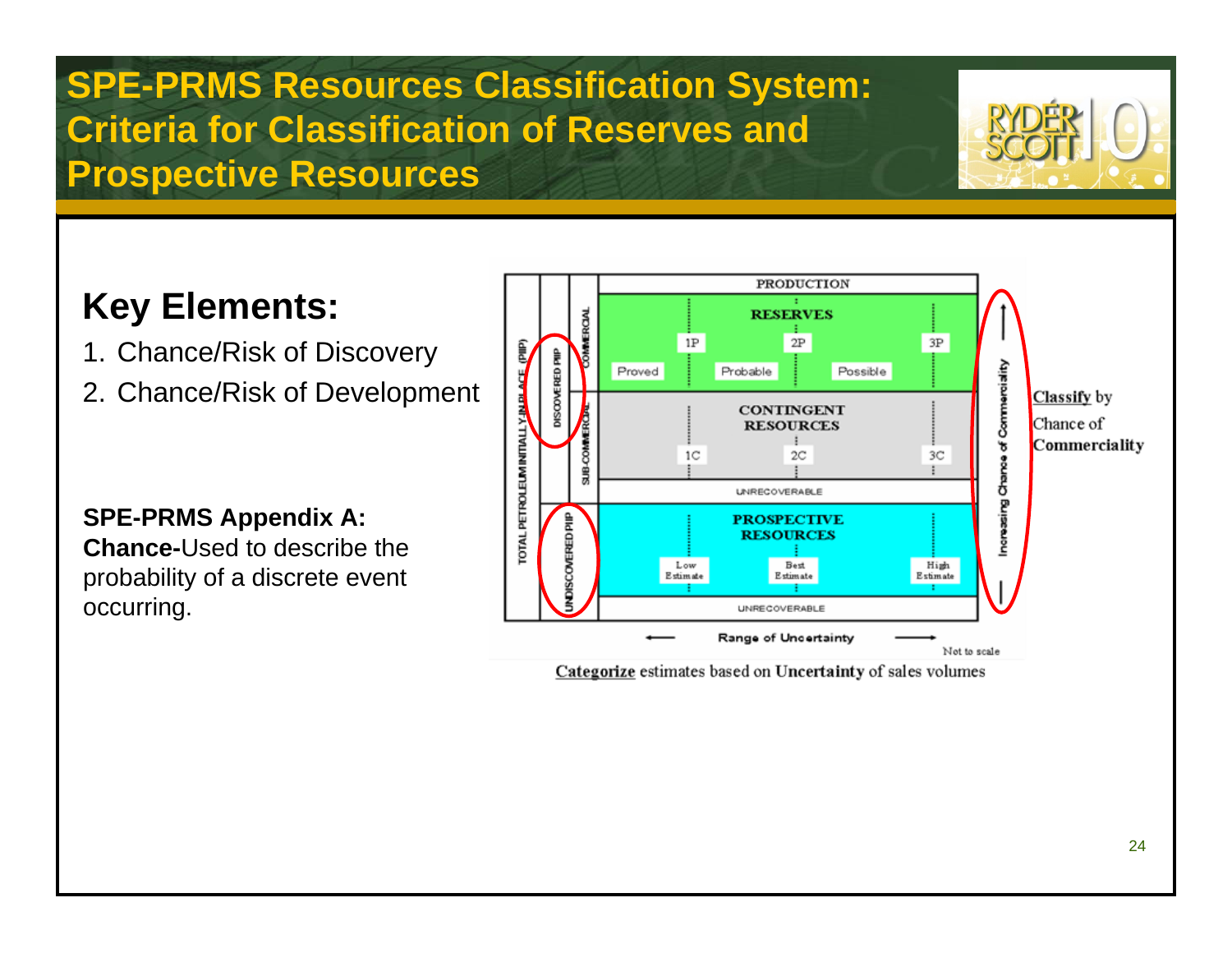# SPE-PRMS Resources Classification System: Criteria for Classification of Reserves and Prospective Resources

## Key Elements:

1. Chance/Risk of Discovery
2. Chance/Risk of Development

**SPE-PRMS Appendix A:**
**Chance-**Used to describe the probability of a discrete event occurring.

TOTAL PETROLEUM INITIALLY-IN-PLACE (PIIP)

DISCOVERED PIIP

COMMERCIAL

SUB-COMMERCIAL

PRODUCTION

RESERVES

1P 2P 3P

Proved Probable Possible

CONTINGENT RESOURCES

1C 2C 3C

UNRECOVERABLE

UNDISCOVERED PIIP

PROSPECTIVE RESOURCES

Low Estimate Best Estimate High Estimate

UNRECOVERABLE

Range of Uncertainty

Not to scale

Increasing Chance of Commerciality

**Classify** by Chance of **Commerciality**

**Categorize** estimates based on **Uncertainty** of sales volumes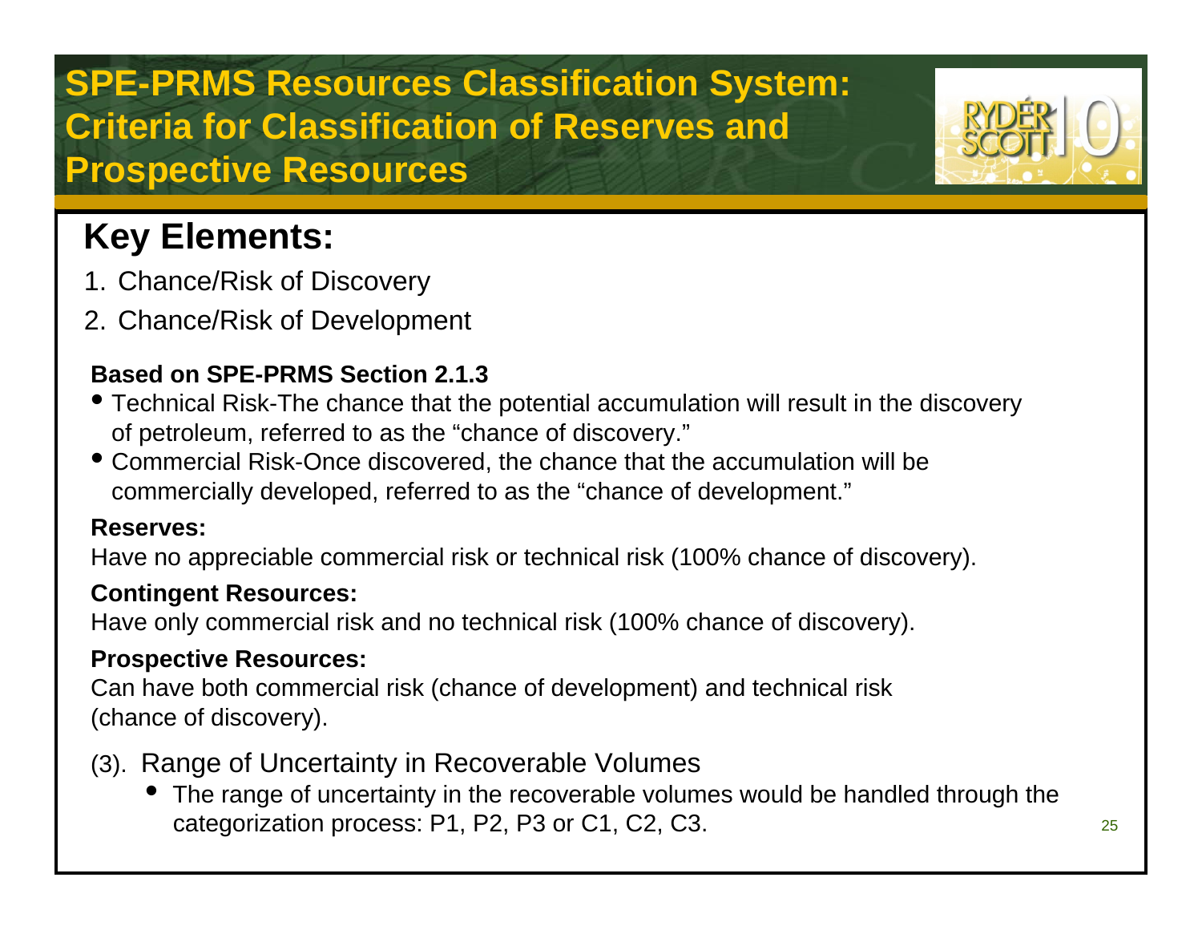# SPE-PRMS Resources Classification System: Criteria for Classification of Reserves and Prospective Resources

## Key Elements:

1. Chance/Risk of Discovery
2. Chance/Risk of Development

**Based on SPE-PRMS Section 2.1.3**

- Technical Risk-The chance that the potential accumulation will result in the discovery of petroleum, referred to as the "chance of discovery."
- Commercial Risk-Once discovered, the chance that the accumulation will be commercially developed, referred to as the "chance of development."

**Reserves:**

Have no appreciable commercial risk or technical risk (100% chance of discovery).

**Contingent Resources:**

Have only commercial risk and no technical risk (100% chance of discovery).

**Prospective Resources:**

Can have both commercial risk (chance of development) and technical risk (chance of discovery).

(3). Range of Uncertainty in Recoverable Volumes

- The range of uncertainty in the recoverable volumes would be handled through the categorization process: P1, P2, P3 or C1, C2, C3.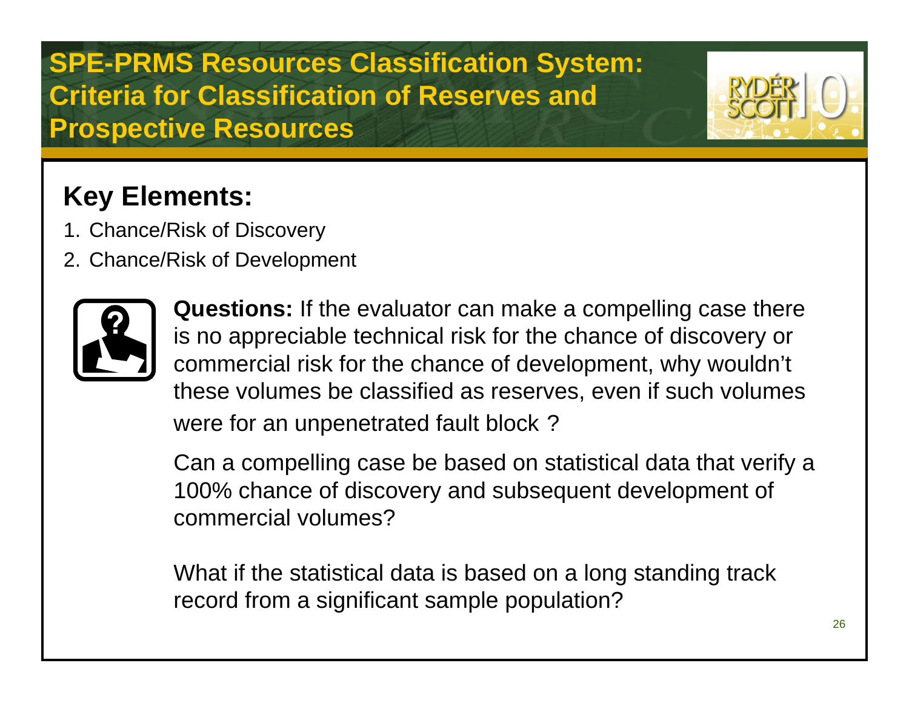# SPE-PRMS Resources Classification System: Criteria for Classification of Reserves and Prospective Resources

## Key Elements:

1. Chance/Risk of Discovery
2. Chance/Risk of Development

**Questions:** If the evaluator can make a compelling case there is no appreciable technical risk for the chance of discovery or commercial risk for the chance of development, why wouldn't these volumes be classified as reserves, even if such volumes were for an unpenetrated fault block ?

Can a compelling case be based on statistical data that verify a 100% chance of discovery and subsequent development of commercial volumes?

What if the statistical data is based on a long standing track record from a significant sample population?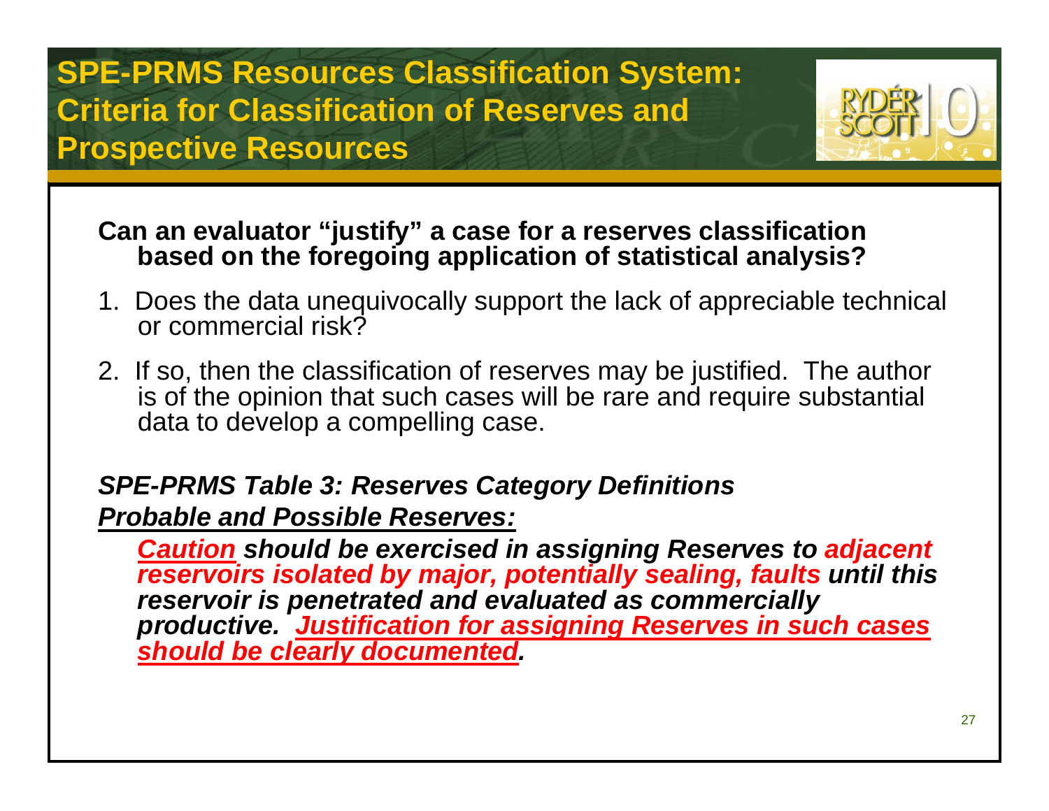# SPE-PRMS Resources Classification System: Criteria for Classification of Reserves and Prospective Resources

**Can an evaluator "justify" a case for a reserves classification based on the foregoing application of statistical analysis?**

1. Does the data unequivocally support the lack of appreciable technical or commercial risk?
2. If so, then the classification of reserves may be justified. The author is of the opinion that such cases will be rare and require substantial data to develop a compelling case.

***SPE-PRMS Table 3: Reserves Category Definitions***

***Probable and Possible Reserves:***

> ***Caution** should be exercised in assigning Reserves to **adjacent reservoirs isolated by major, potentially sealing, faults** until this reservoir is penetrated and evaluated as commercially productive. **Justification for assigning Reserves in such cases should be clearly documented**.*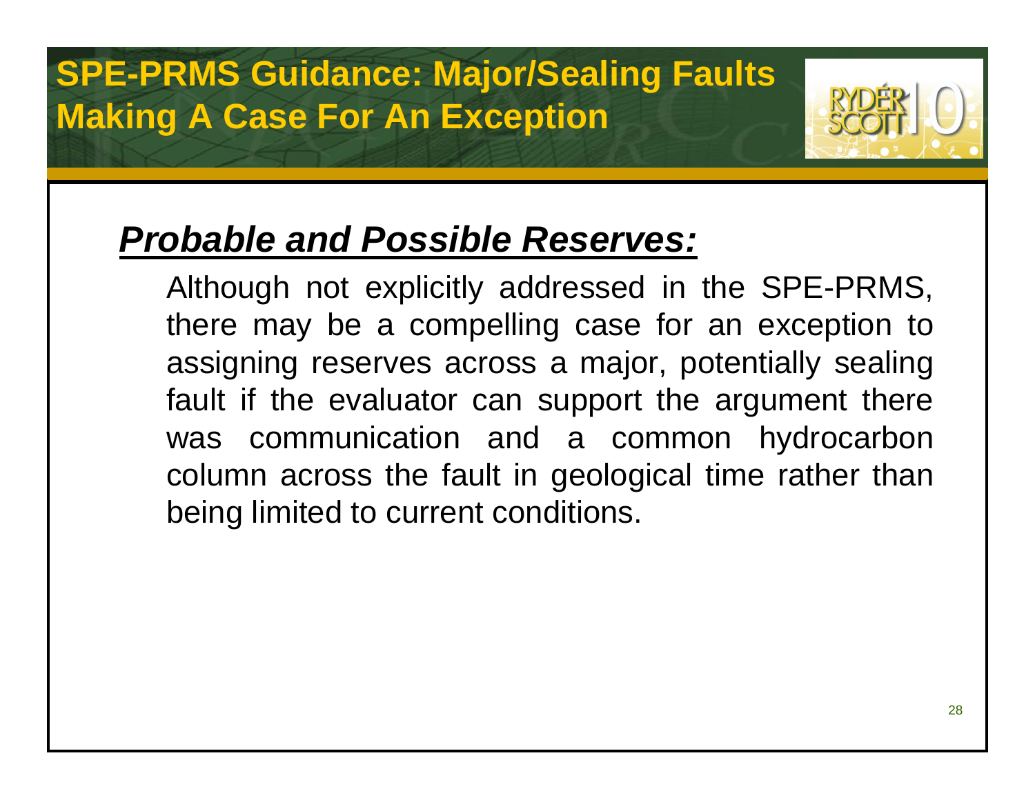# SPE-PRMS Guidance: Major/Sealing Faults Making A Case For An Exception

## ***Probable and Possible Reserves:***

Although not explicitly addressed in the SPE-PRMS, there may be a compelling case for an exception to assigning reserves across a major, potentially sealing fault if the evaluator can support the argument there was communication and a common hydrocarbon column across the fault in geological time rather than being limited to current conditions.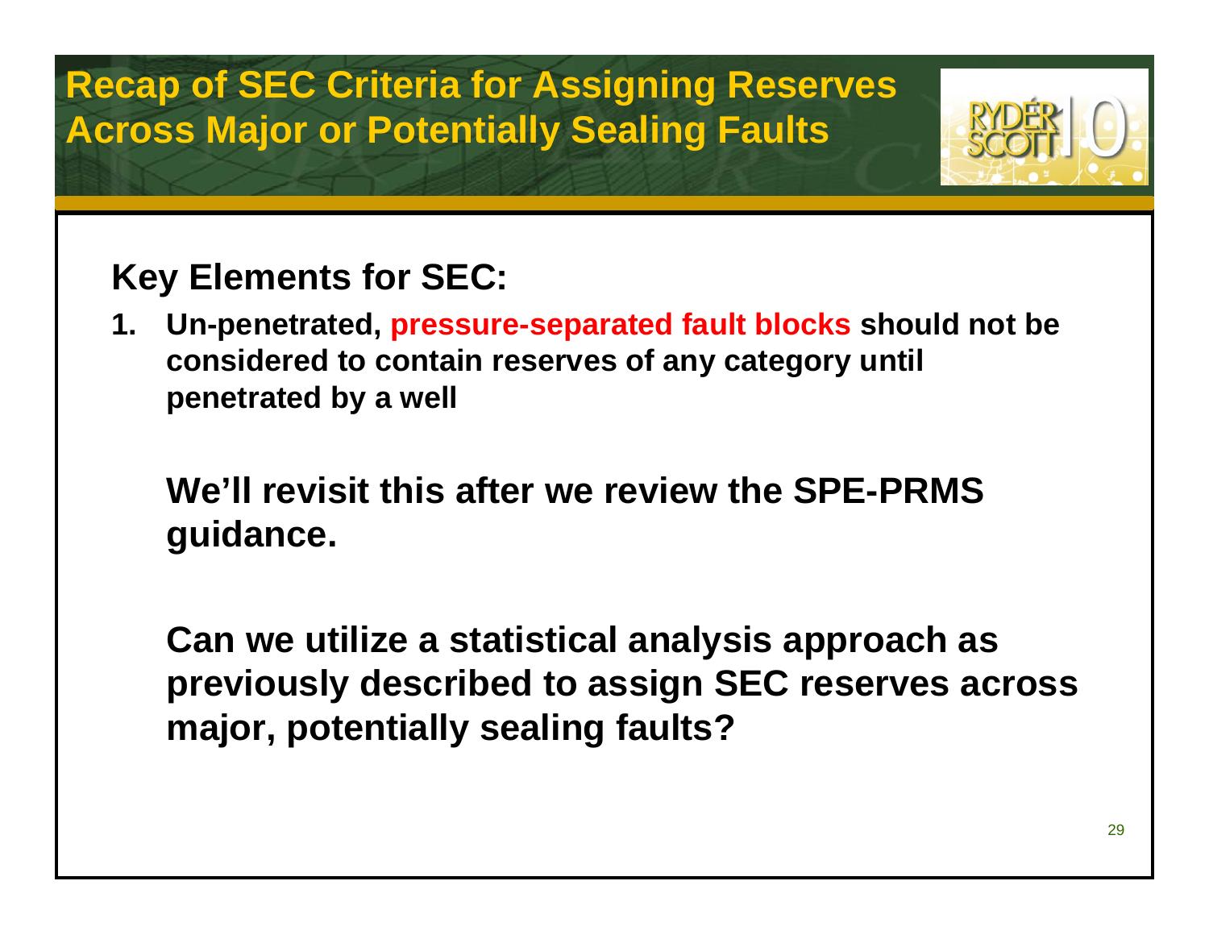# Recap of SEC Criteria for Assigning Reserves Across Major or Potentially Sealing Faults

## Key Elements for SEC:

1. **Un-penetrated, pressure-separated fault blocks should not be considered to contain reserves of any category until penetrated by a well**

**We'll revisit this after we review the SPE-PRMS guidance.**

**Can we utilize a statistical analysis approach as previously described to assign SEC reserves across major, potentially sealing faults?**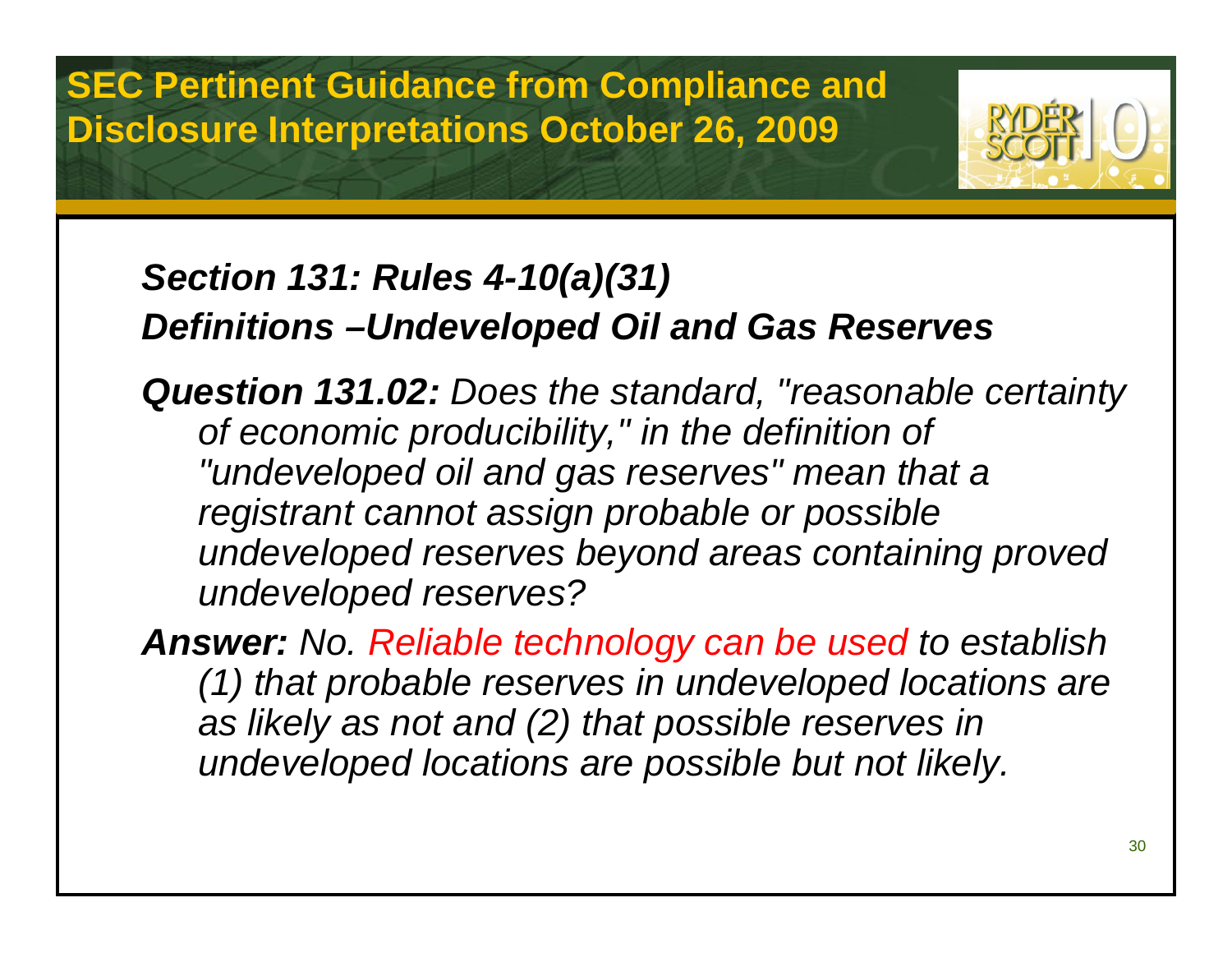# SEC Pertinent Guidance from Compliance and Disclosure Interpretations October 26, 2009

***Section 131: Rules 4-10(a)(31)***
***Definitions –Undeveloped Oil and Gas Reserves***

***Question 131.02:*** *Does the standard, "reasonable certainty of economic producibility," in the definition of "undeveloped oil and gas reserves" mean that a registrant cannot assign probable or possible undeveloped reserves beyond areas containing proved undeveloped reserves?*

***Answer:*** *No. Reliable technology can be used to establish (1) that probable reserves in undeveloped locations are as likely as not and (2) that possible reserves in undeveloped locations are possible but not likely.*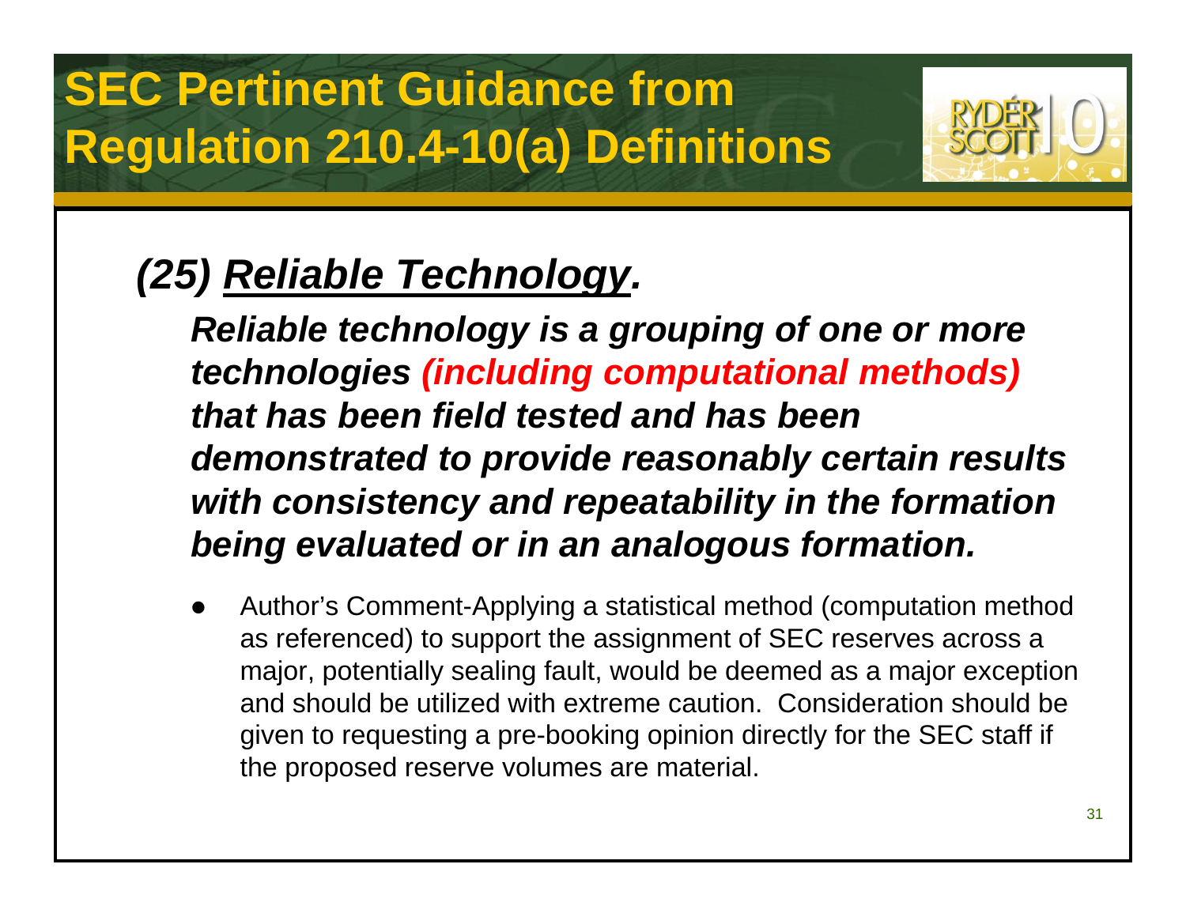# SEC Pertinent Guidance from Regulation 210.4-10(a) Definitions

## *(25) Reliable Technology.*

***Reliable technology is a grouping of one or more technologies (including computational methods) that has been field tested and has been demonstrated to provide reasonably certain results with consistency and repeatability in the formation being evaluated or in an analogous formation.***

- Author's Comment-Applying a statistical method (computation method as referenced) to support the assignment of SEC reserves across a major, potentially sealing fault, would be deemed as a major exception and should be utilized with extreme caution. Consideration should be given to requesting a pre-booking opinion directly for the SEC staff if the proposed reserve volumes are material.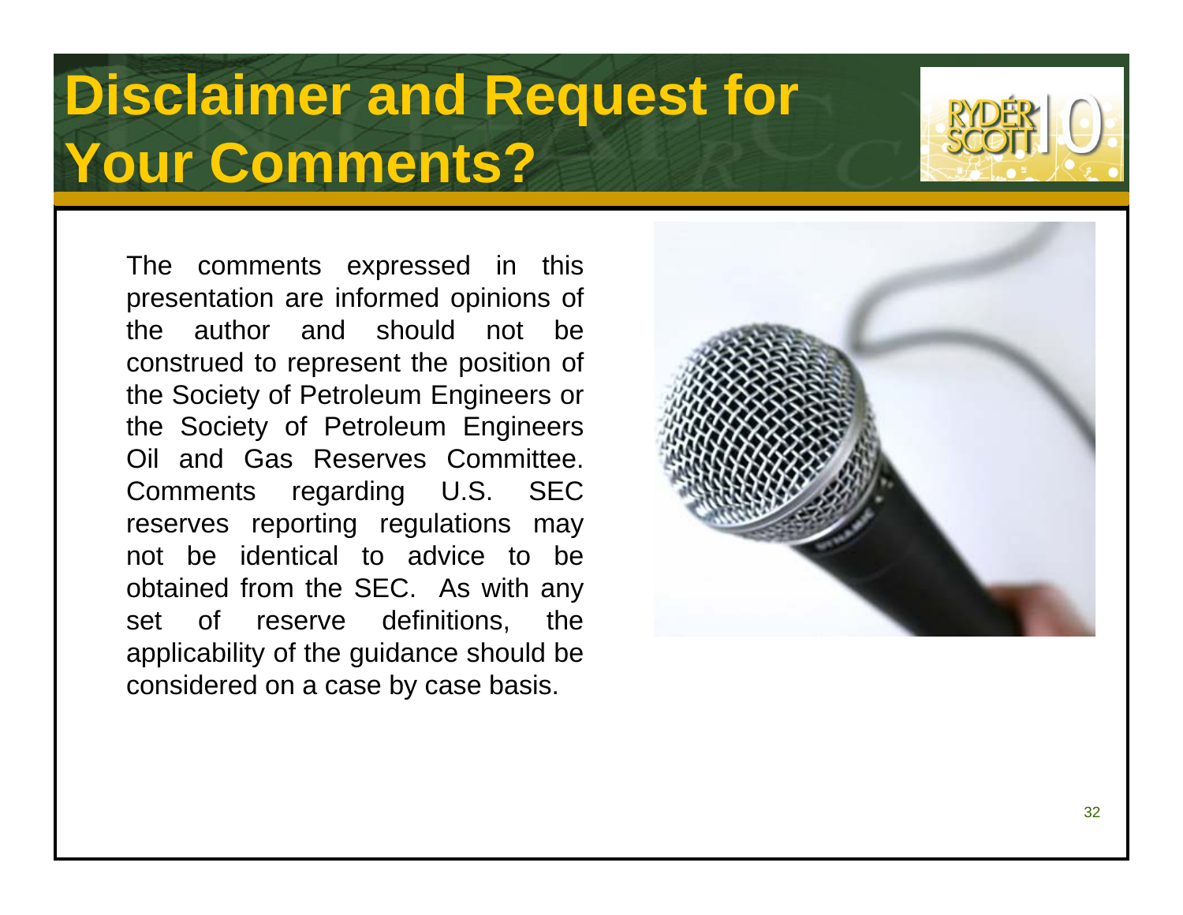# Disclaimer and Request for Your Comments?

The comments expressed in this presentation are informed opinions of the author and should not be construed to represent the position of the Society of Petroleum Engineers or the Society of Petroleum Engineers Oil and Gas Reserves Committee. Comments regarding U.S. SEC reserves reporting regulations may not be identical to advice to be obtained from the SEC. As with any set of reserve definitions, the applicability of the guidance should be considered on a case by case basis.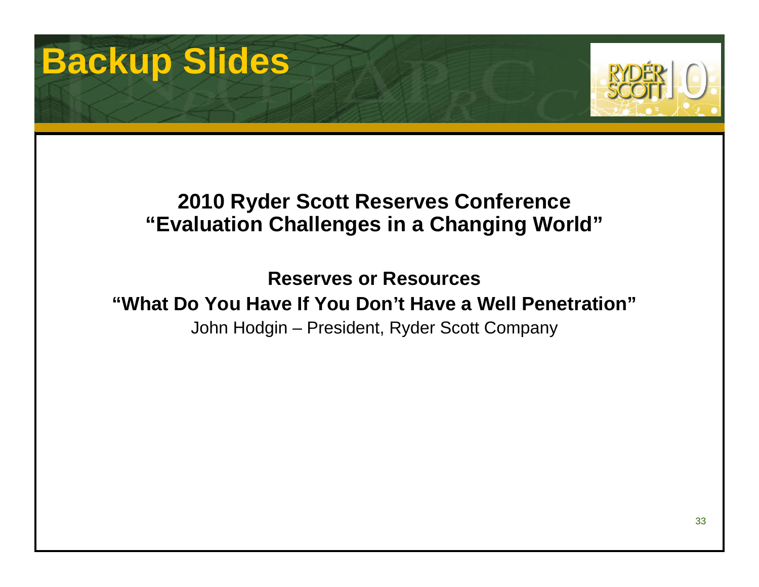# Backup Slides

**2010 Ryder Scott Reserves Conference**
**"Evaluation Challenges in a Changing World"**

**Reserves or Resources**
**"What Do You Have If You Don't Have a Well Penetration"**
John Hodgin – President, Ryder Scott Company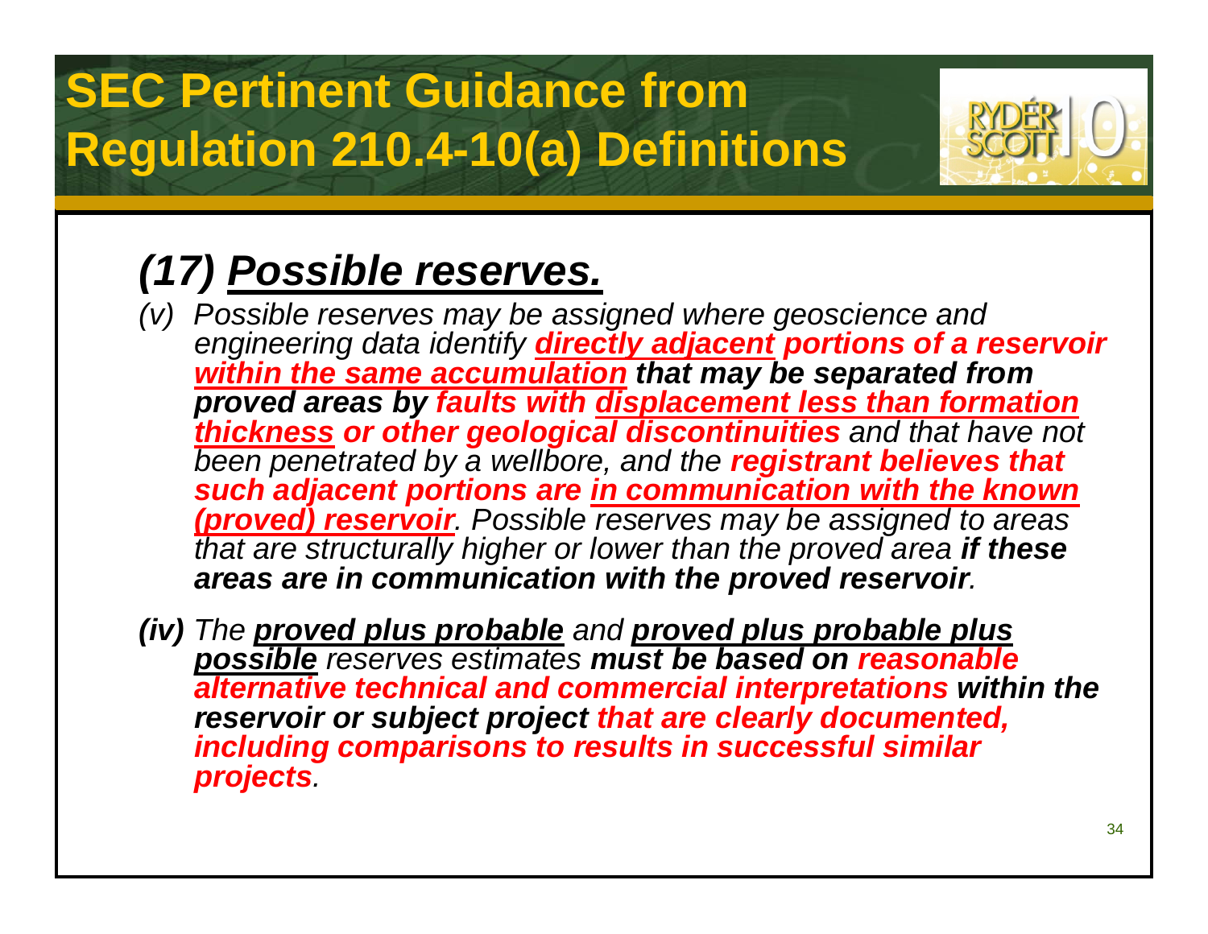# SEC Pertinent Guidance from Regulation 210.4-10(a) Definitions

## *(17) Possible reserves.*

*(v) Possible reserves may be assigned where geoscience and engineering data identify **directly adjacent portions of a reservoir within the same accumulation** **that may be separated from proved areas by** **faults with displacement less than formation thickness** **or other geological discontinuities** and that have not been penetrated by a wellbore, and the **registrant believes that such adjacent portions are in communication with the known (proved) reservoir**. Possible reserves may be assigned to areas that are structurally higher or lower than the proved area **if these areas are in communication with the proved reservoir**.*

***(iv)*** *The **proved plus probable** and **proved plus probable plus possible** reserves estimates **must be based on reasonable alternative technical and commercial interpretations within the reservoir or subject project that are clearly documented, including comparisons to results in successful similar projects**.*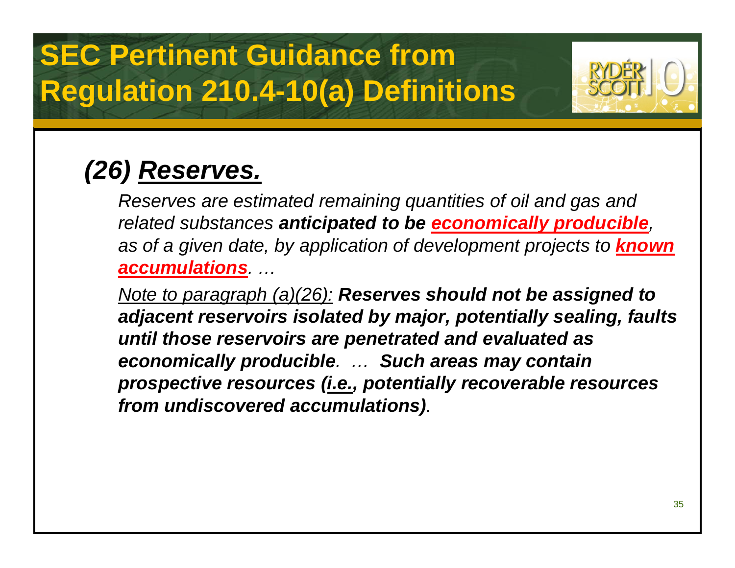# SEC Pertinent Guidance from Regulation 210.4-10(a) Definitions

## *(26) Reserves.*

*Reserves are estimated remaining quantities of oil and gas and related substances* ***anticipated to be economically producible****, as of a given date, by application of development projects to* ***known accumulations****. …*

*Note to paragraph (a)(26):* ***Reserves should not be assigned to adjacent reservoirs isolated by major, potentially sealing, faults until those reservoirs are penetrated and evaluated as economically producible****. …* ***Such areas may contain prospective resources (i.e., potentially recoverable resources from undiscovered accumulations)****.*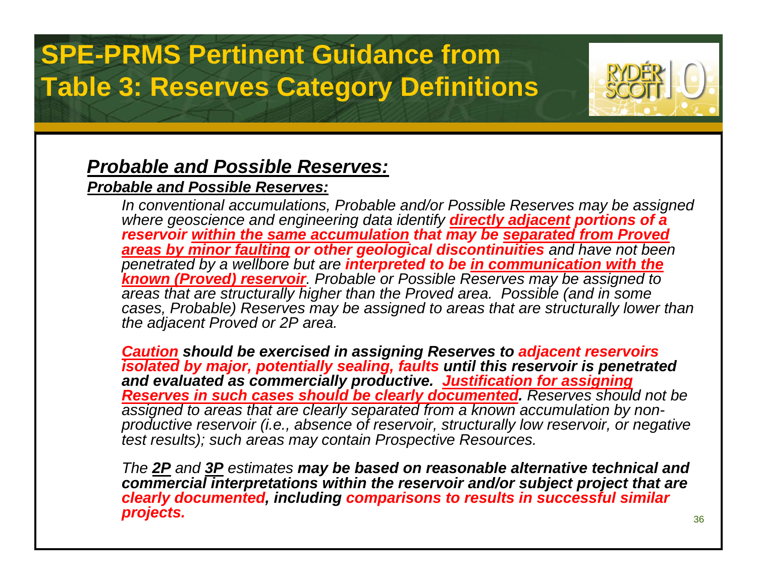# SPE-PRMS Pertinent Guidance from Table 3: Reserves Category Definitions

## ***Probable and Possible Reserves:***

***Probable and Possible Reserves:***

*In conventional accumulations, Probable and/or Possible Reserves may be assigned where geoscience and engineering data identify **directly adjacent portions of a reservoir within the same accumulation that may be separated from Proved areas by minor faulting or other geological discontinuities** and have not been penetrated by a wellbore but are **interpreted to be in communication with the known (Proved) reservoir**. Probable or Possible Reserves may be assigned to areas that are structurally higher than the Proved area. Possible (and in some cases, Probable) Reserves may be assigned to areas that are structurally lower than the adjacent Proved or 2P area.*

***Caution should be exercised in assigning Reserves to adjacent reservoirs isolated by major, potentially sealing, faults until this reservoir is penetrated and evaluated as commercially productive. Justification for assigning Reserves in such cases should be clearly documented.*** *Reserves should not be assigned to areas that are clearly separated from a known accumulation by non-productive reservoir (i.e., absence of reservoir, structurally low reservoir, or negative test results); such areas may contain Prospective Resources.*

*The **2P** and **3P** estimates **may be based on reasonable alternative technical and commercial interpretations within the reservoir and/or subject project that are clearly documented, including comparisons to results in successful similar projects.***